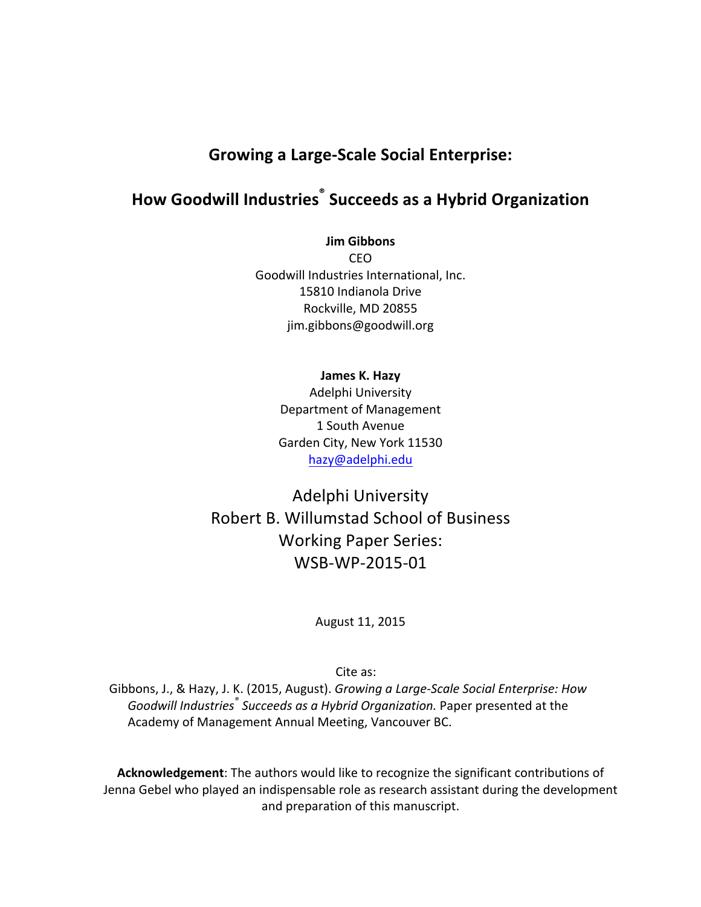# Growing a Large-Scale Social Enterprise:

# How Goodwill Industries® Succeeds as a Hybrid Organization

**Jim Gibbons**
CEO
Goodwill Industries International, Inc.
15810 Indianola Drive
Rockville, MD 20855
jim.gibbons@goodwill.org

**James K. Hazy**
Adelphi University
Department of Management
1 South Avenue
Garden City, New York 11530
hazy@adelphi.edu

Adelphi University
Robert B. Willumstad School of Business
Working Paper Series:
WSB-WP-2015-01

August 11, 2015

Cite as:
Gibbons, J., & Hazy, J. K. (2015, August). *Growing a Large-Scale Social Enterprise: How Goodwill Industries® Succeeds as a Hybrid Organization.* Paper presented at the Academy of Management Annual Meeting, Vancouver BC.

**Acknowledgement**: The authors would like to recognize the significant contributions of Jenna Gebel who played an indispensable role as research assistant during the development and preparation of this manuscript.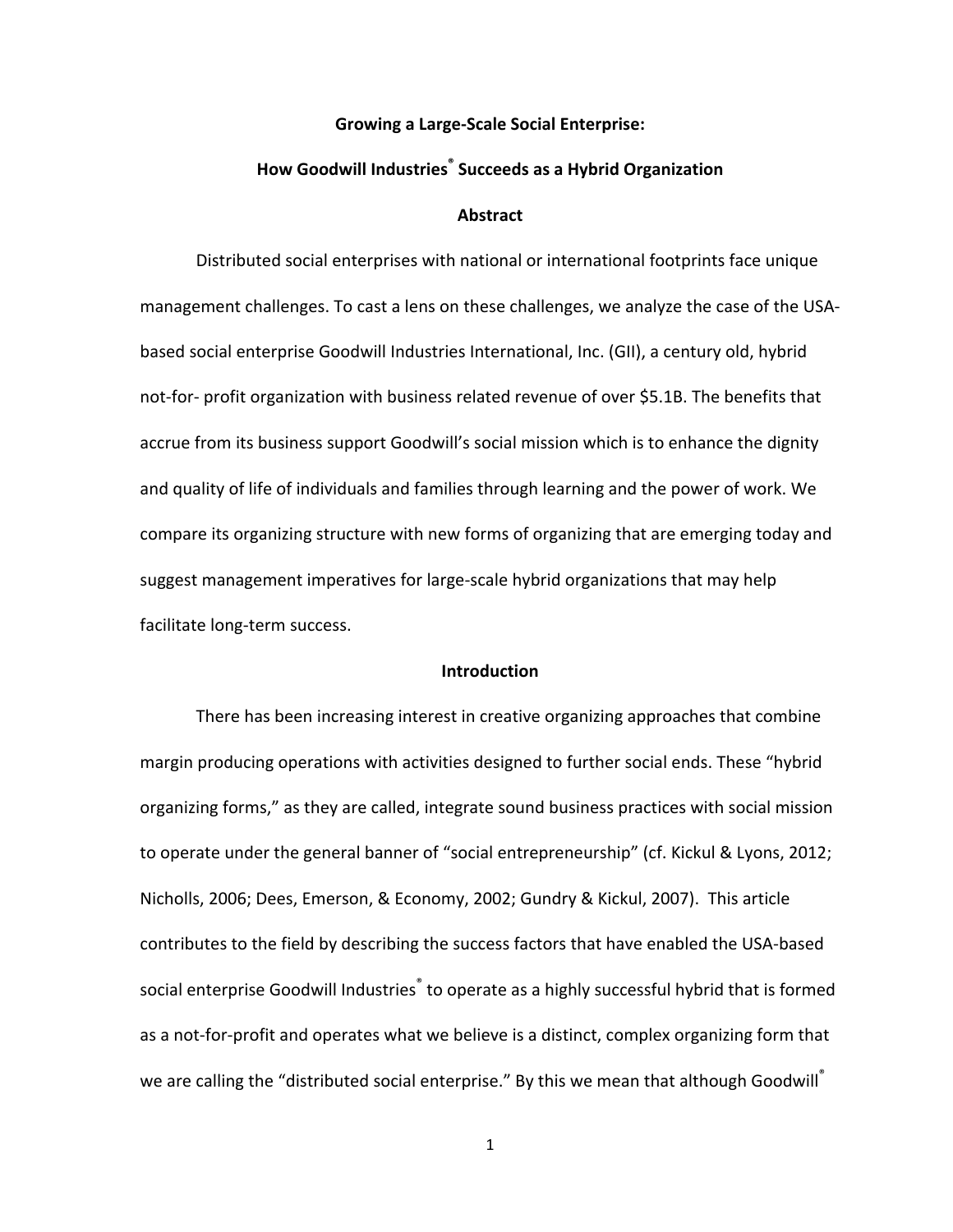**Growing a Large-Scale Social Enterprise:**

**How Goodwill Industries® Succeeds as a Hybrid Organization**

## Abstract

Distributed social enterprises with national or international footprints face unique management challenges. To cast a lens on these challenges, we analyze the case of the USA-based social enterprise Goodwill Industries International, Inc. (GII), a century old, hybrid not-for- profit organization with business related revenue of over $5.1B. The benefits that accrue from its business support Goodwill's social mission which is to enhance the dignity and quality of life of individuals and families through learning and the power of work. We compare its organizing structure with new forms of organizing that are emerging today and suggest management imperatives for large-scale hybrid organizations that may help facilitate long-term success.

## Introduction

There has been increasing interest in creative organizing approaches that combine margin producing operations with activities designed to further social ends. These "hybrid organizing forms," as they are called, integrate sound business practices with social mission to operate under the general banner of "social entrepreneurship" (cf. Kickul & Lyons, 2012; Nicholls, 2006; Dees, Emerson, & Economy, 2002; Gundry & Kickul, 2007). This article contributes to the field by describing the success factors that have enabled the USA-based social enterprise Goodwill Industries® to operate as a highly successful hybrid that is formed as a not-for-profit and operates what we believe is a distinct, complex organizing form that we are calling the "distributed social enterprise." By this we mean that although Goodwill®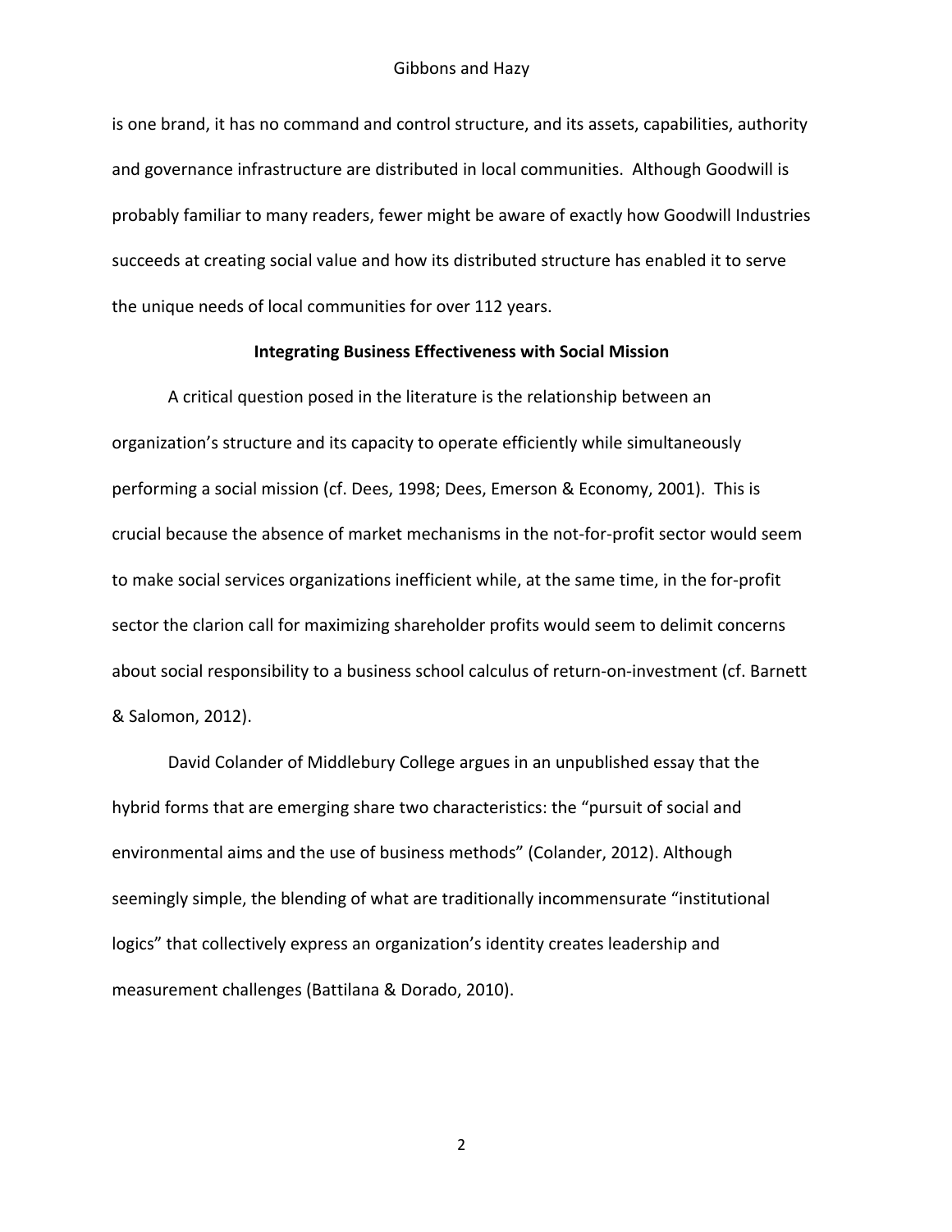is one brand, it has no command and control structure, and its assets, capabilities, authority and governance infrastructure are distributed in local communities. Although Goodwill is probably familiar to many readers, fewer might be aware of exactly how Goodwill Industries succeeds at creating social value and how its distributed structure has enabled it to serve the unique needs of local communities for over 112 years.

## Integrating Business Effectiveness with Social Mission

A critical question posed in the literature is the relationship between an organization's structure and its capacity to operate efficiently while simultaneously performing a social mission (cf. Dees, 1998; Dees, Emerson & Economy, 2001). This is crucial because the absence of market mechanisms in the not-for-profit sector would seem to make social services organizations inefficient while, at the same time, in the for-profit sector the clarion call for maximizing shareholder profits would seem to delimit concerns about social responsibility to a business school calculus of return-on-investment (cf. Barnett & Salomon, 2012).

David Colander of Middlebury College argues in an unpublished essay that the hybrid forms that are emerging share two characteristics: the "pursuit of social and environmental aims and the use of business methods" (Colander, 2012). Although seemingly simple, the blending of what are traditionally incommensurate "institutional logics" that collectively express an organization's identity creates leadership and measurement challenges (Battilana & Dorado, 2010).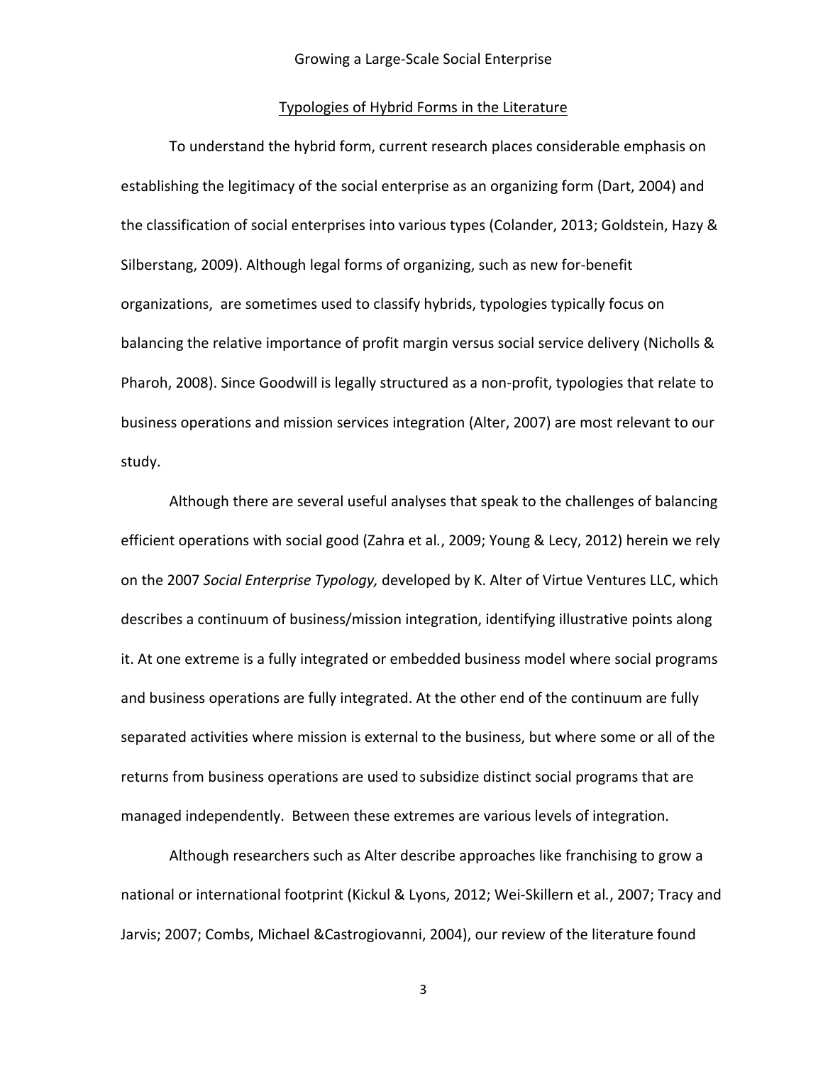## Typologies of Hybrid Forms in the Literature

To understand the hybrid form, current research places considerable emphasis on establishing the legitimacy of the social enterprise as an organizing form (Dart, 2004) and the classification of social enterprises into various types (Colander, 2013; Goldstein, Hazy & Silberstang, 2009). Although legal forms of organizing, such as new for-benefit organizations, are sometimes used to classify hybrids, typologies typically focus on balancing the relative importance of profit margin versus social service delivery (Nicholls & Pharoh, 2008). Since Goodwill is legally structured as a non-profit, typologies that relate to business operations and mission services integration (Alter, 2007) are most relevant to our study.

Although there are several useful analyses that speak to the challenges of balancing efficient operations with social good (Zahra et al., 2009; Young & Lecy, 2012) herein we rely on the 2007 *Social Enterprise Typology,* developed by K. Alter of Virtue Ventures LLC, which describes a continuum of business/mission integration, identifying illustrative points along it. At one extreme is a fully integrated or embedded business model where social programs and business operations are fully integrated. At the other end of the continuum are fully separated activities where mission is external to the business, but where some or all of the returns from business operations are used to subsidize distinct social programs that are managed independently. Between these extremes are various levels of integration.

Although researchers such as Alter describe approaches like franchising to grow a national or international footprint (Kickul & Lyons, 2012; Wei-Skillern et al., 2007; Tracy and Jarvis; 2007; Combs, Michael &Castrogiovanni, 2004), our review of the literature found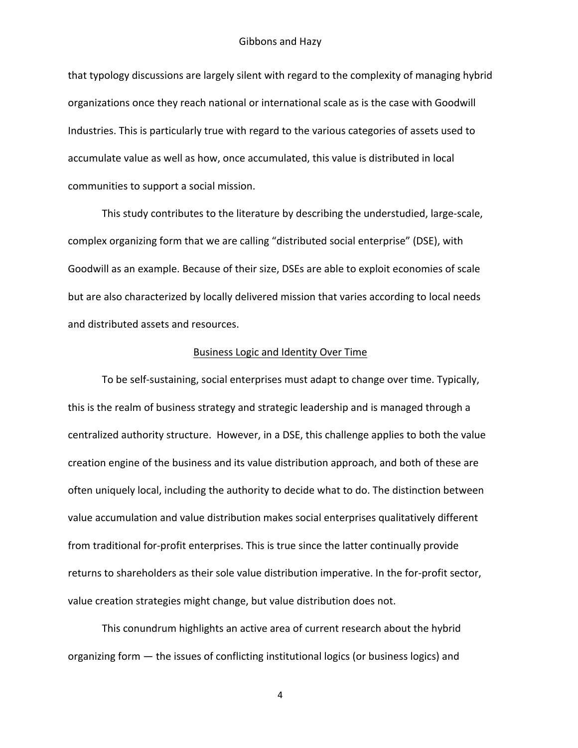that typology discussions are largely silent with regard to the complexity of managing hybrid organizations once they reach national or international scale as is the case with Goodwill Industries. This is particularly true with regard to the various categories of assets used to accumulate value as well as how, once accumulated, this value is distributed in local communities to support a social mission.

This study contributes to the literature by describing the understudied, large-scale, complex organizing form that we are calling "distributed social enterprise" (DSE), with Goodwill as an example. Because of their size, DSEs are able to exploit economies of scale but are also characterized by locally delivered mission that varies according to local needs and distributed assets and resources.

## Business Logic and Identity Over Time

To be self-sustaining, social enterprises must adapt to change over time. Typically, this is the realm of business strategy and strategic leadership and is managed through a centralized authority structure. However, in a DSE, this challenge applies to both the value creation engine of the business and its value distribution approach, and both of these are often uniquely local, including the authority to decide what to do. The distinction between value accumulation and value distribution makes social enterprises qualitatively different from traditional for-profit enterprises. This is true since the latter continually provide returns to shareholders as their sole value distribution imperative. In the for-profit sector, value creation strategies might change, but value distribution does not.

This conundrum highlights an active area of current research about the hybrid organizing form — the issues of conflicting institutional logics (or business logics) and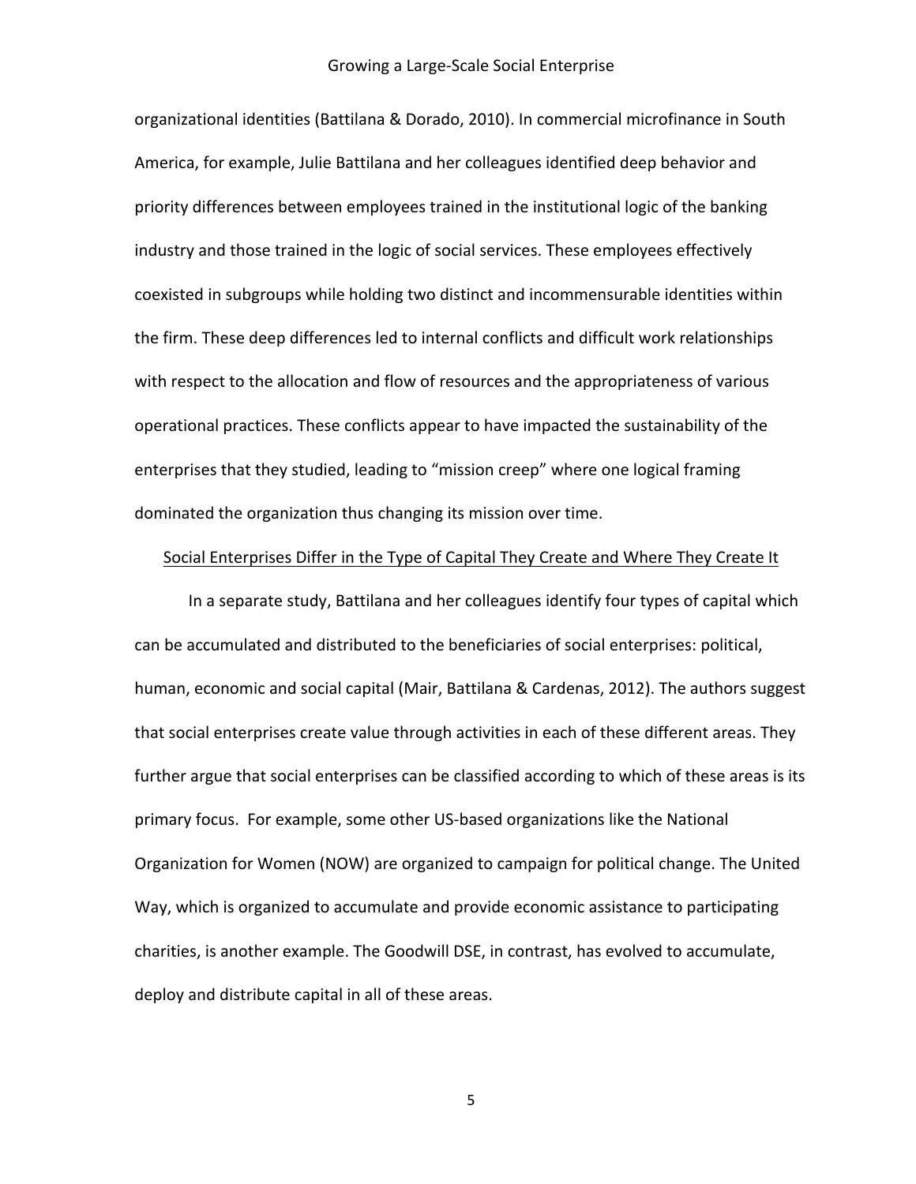organizational identities (Battilana & Dorado, 2010). In commercial microfinance in South America, for example, Julie Battilana and her colleagues identified deep behavior and priority differences between employees trained in the institutional logic of the banking industry and those trained in the logic of social services. These employees effectively coexisted in subgroups while holding two distinct and incommensurable identities within the firm. These deep differences led to internal conflicts and difficult work relationships with respect to the allocation and flow of resources and the appropriateness of various operational practices. These conflicts appear to have impacted the sustainability of the enterprises that they studied, leading to "mission creep" where one logical framing dominated the organization thus changing its mission over time.

## Social Enterprises Differ in the Type of Capital They Create and Where They Create It

In a separate study, Battilana and her colleagues identify four types of capital which can be accumulated and distributed to the beneficiaries of social enterprises: political, human, economic and social capital (Mair, Battilana & Cardenas, 2012). The authors suggest that social enterprises create value through activities in each of these different areas. They further argue that social enterprises can be classified according to which of these areas is its primary focus. For example, some other US-based organizations like the National Organization for Women (NOW) are organized to campaign for political change. The United Way, which is organized to accumulate and provide economic assistance to participating charities, is another example. The Goodwill DSE, in contrast, has evolved to accumulate, deploy and distribute capital in all of these areas.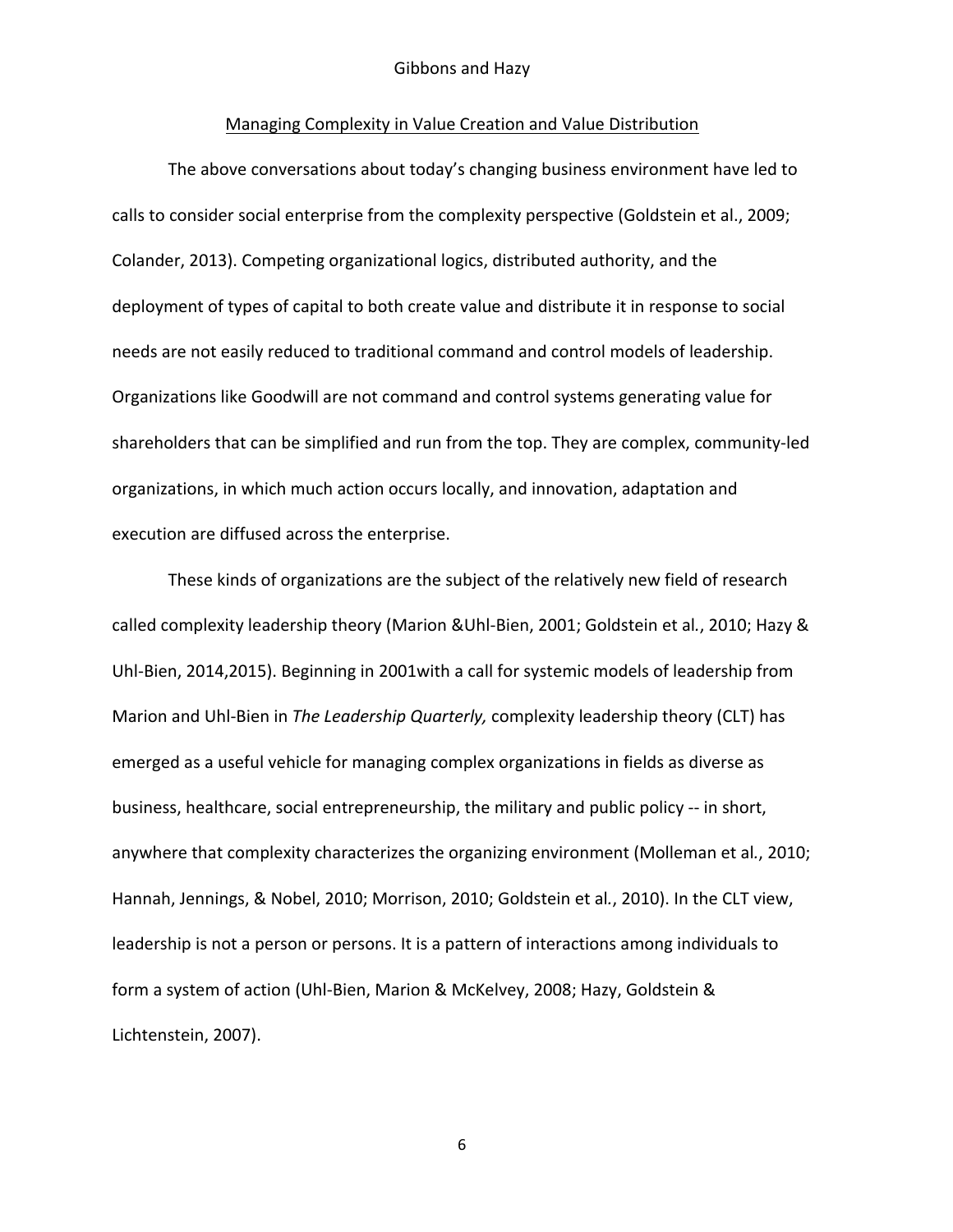## Managing Complexity in Value Creation and Value Distribution

The above conversations about today's changing business environment have led to calls to consider social enterprise from the complexity perspective (Goldstein et al., 2009; Colander, 2013). Competing organizational logics, distributed authority, and the deployment of types of capital to both create value and distribute it in response to social needs are not easily reduced to traditional command and control models of leadership. Organizations like Goodwill are not command and control systems generating value for shareholders that can be simplified and run from the top. They are complex, community-led organizations, in which much action occurs locally, and innovation, adaptation and execution are diffused across the enterprise.

These kinds of organizations are the subject of the relatively new field of research called complexity leadership theory (Marion &Uhl-Bien, 2001; Goldstein et al., 2010; Hazy & Uhl-Bien, 2014,2015). Beginning in 2001with a call for systemic models of leadership from Marion and Uhl-Bien in *The Leadership Quarterly,* complexity leadership theory (CLT) has emerged as a useful vehicle for managing complex organizations in fields as diverse as business, healthcare, social entrepreneurship, the military and public policy -- in short, anywhere that complexity characterizes the organizing environment (Molleman et al., 2010; Hannah, Jennings, & Nobel, 2010; Morrison, 2010; Goldstein et al., 2010). In the CLT view, leadership is not a person or persons. It is a pattern of interactions among individuals to form a system of action (Uhl-Bien, Marion & McKelvey, 2008; Hazy, Goldstein & Lichtenstein, 2007).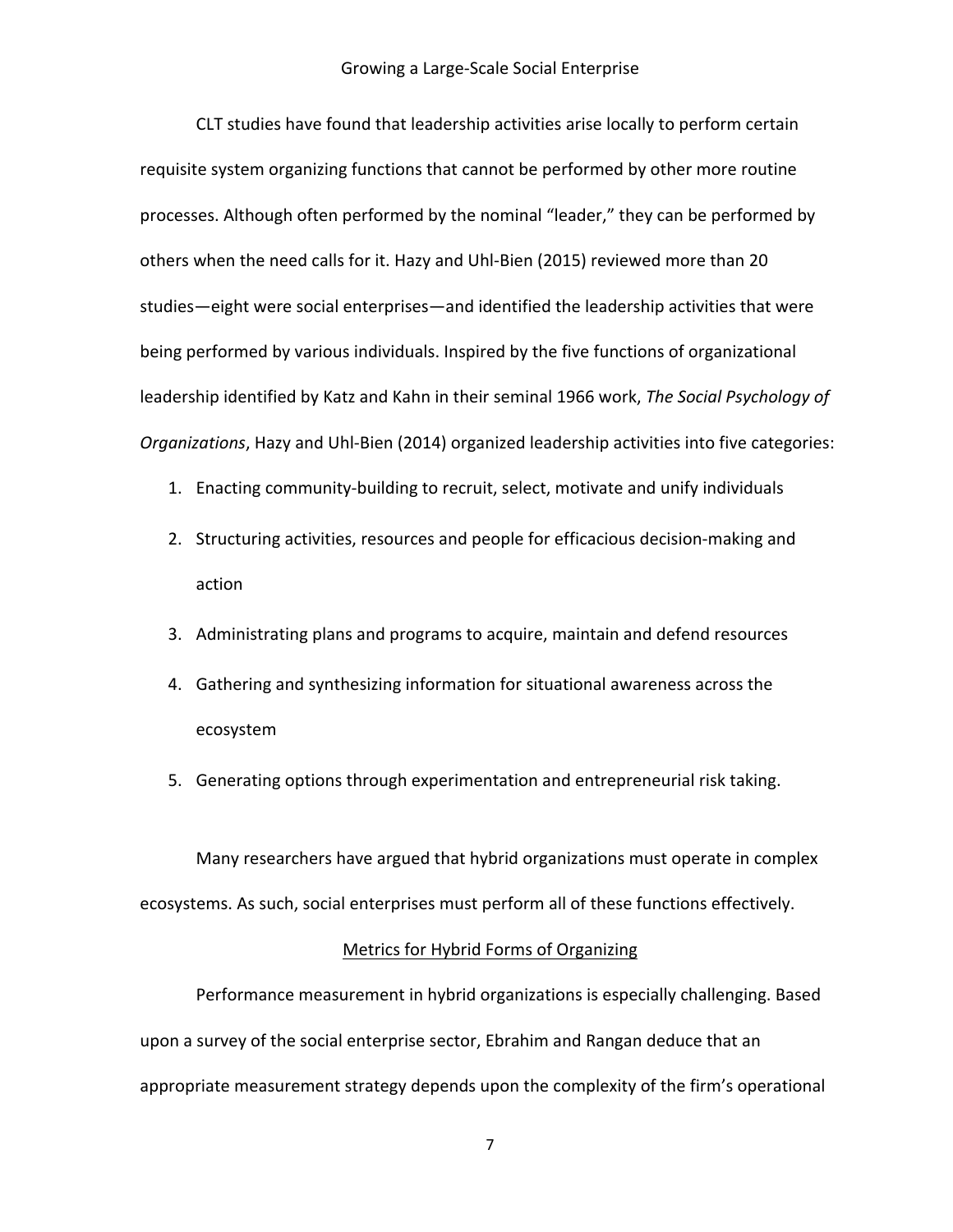CLT studies have found that leadership activities arise locally to perform certain requisite system organizing functions that cannot be performed by other more routine processes. Although often performed by the nominal "leader," they can be performed by others when the need calls for it. Hazy and Uhl-Bien (2015) reviewed more than 20 studies—eight were social enterprises—and identified the leadership activities that were being performed by various individuals. Inspired by the five functions of organizational leadership identified by Katz and Kahn in their seminal 1966 work, *The Social Psychology of Organizations*, Hazy and Uhl-Bien (2014) organized leadership activities into five categories:

1. Enacting community-building to recruit, select, motivate and unify individuals
2. Structuring activities, resources and people for efficacious decision-making and action
3. Administrating plans and programs to acquire, maintain and defend resources
4. Gathering and synthesizing information for situational awareness across the ecosystem
5. Generating options through experimentation and entrepreneurial risk taking.

Many researchers have argued that hybrid organizations must operate in complex ecosystems. As such, social enterprises must perform all of these functions effectively.

## Metrics for Hybrid Forms of Organizing

Performance measurement in hybrid organizations is especially challenging. Based upon a survey of the social enterprise sector, Ebrahim and Rangan deduce that an appropriate measurement strategy depends upon the complexity of the firm's operational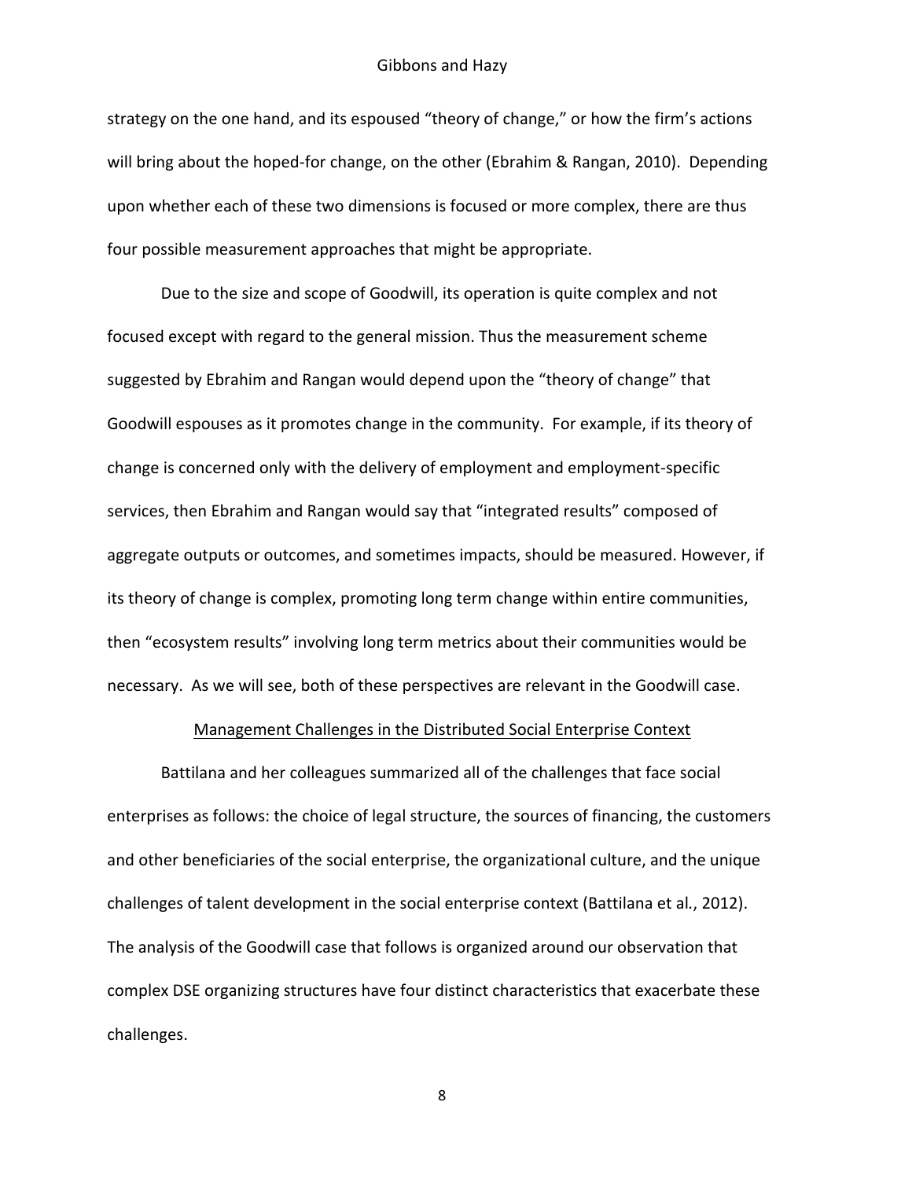strategy on the one hand, and its espoused "theory of change," or how the firm's actions will bring about the hoped-for change, on the other (Ebrahim & Rangan, 2010). Depending upon whether each of these two dimensions is focused or more complex, there are thus four possible measurement approaches that might be appropriate.

Due to the size and scope of Goodwill, its operation is quite complex and not focused except with regard to the general mission. Thus the measurement scheme suggested by Ebrahim and Rangan would depend upon the "theory of change" that Goodwill espouses as it promotes change in the community. For example, if its theory of change is concerned only with the delivery of employment and employment-specific services, then Ebrahim and Rangan would say that "integrated results" composed of aggregate outputs or outcomes, and sometimes impacts, should be measured. However, if its theory of change is complex, promoting long term change within entire communities, then "ecosystem results" involving long term metrics about their communities would be necessary. As we will see, both of these perspectives are relevant in the Goodwill case.

## Management Challenges in the Distributed Social Enterprise Context

Battilana and her colleagues summarized all of the challenges that face social enterprises as follows: the choice of legal structure, the sources of financing, the customers and other beneficiaries of the social enterprise, the organizational culture, and the unique challenges of talent development in the social enterprise context (Battilana et al., 2012). The analysis of the Goodwill case that follows is organized around our observation that complex DSE organizing structures have four distinct characteristics that exacerbate these challenges.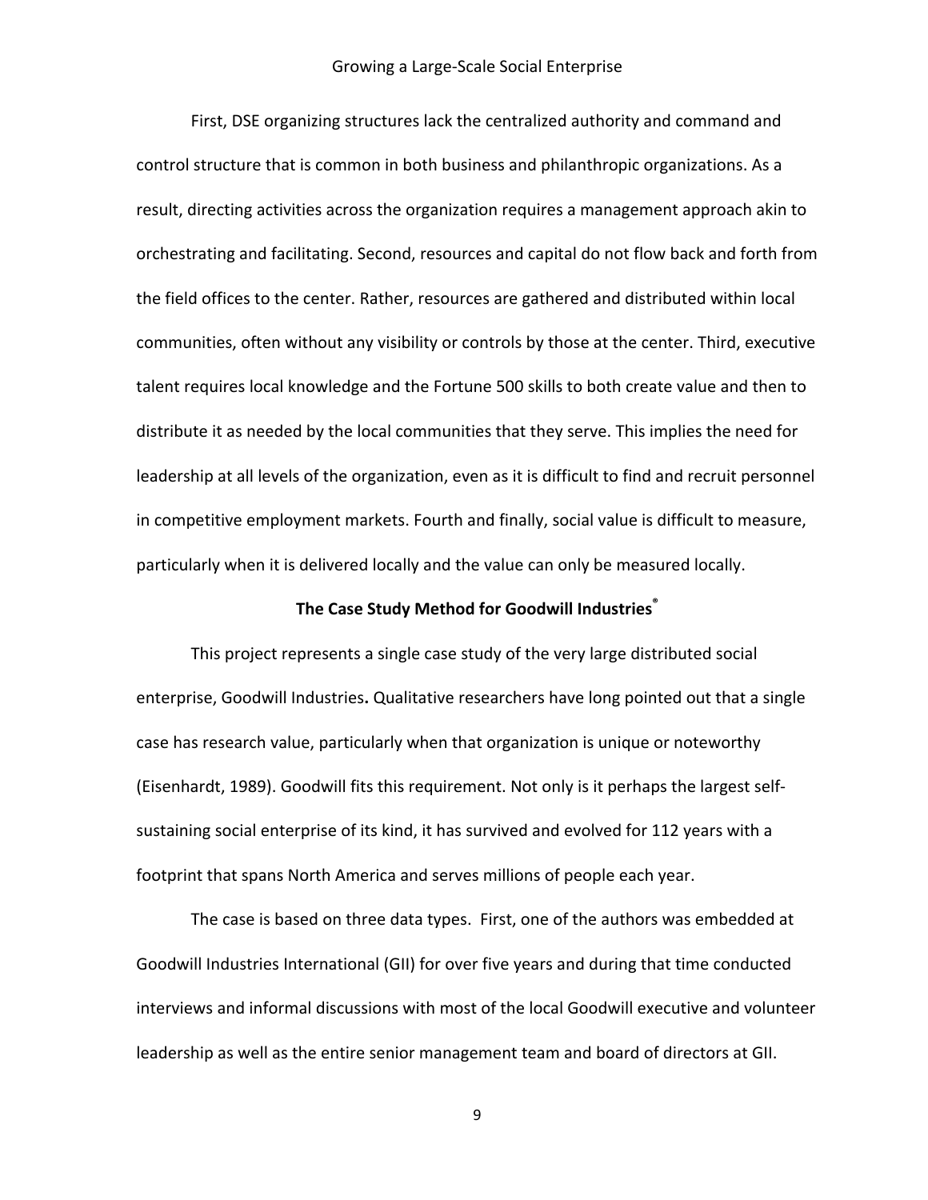First, DSE organizing structures lack the centralized authority and command and control structure that is common in both business and philanthropic organizations. As a result, directing activities across the organization requires a management approach akin to orchestrating and facilitating. Second, resources and capital do not flow back and forth from the field offices to the center. Rather, resources are gathered and distributed within local communities, often without any visibility or controls by those at the center. Third, executive talent requires local knowledge and the Fortune 500 skills to both create value and then to distribute it as needed by the local communities that they serve. This implies the need for leadership at all levels of the organization, even as it is difficult to find and recruit personnel in competitive employment markets. Fourth and finally, social value is difficult to measure, particularly when it is delivered locally and the value can only be measured locally.

## The Case Study Method for Goodwill Industries®

This project represents a single case study of the very large distributed social enterprise, Goodwill Industries**.** Qualitative researchers have long pointed out that a single case has research value, particularly when that organization is unique or noteworthy (Eisenhardt, 1989). Goodwill fits this requirement. Not only is it perhaps the largest self-sustaining social enterprise of its kind, it has survived and evolved for 112 years with a footprint that spans North America and serves millions of people each year.

The case is based on three data types. First, one of the authors was embedded at Goodwill Industries International (GII) for over five years and during that time conducted interviews and informal discussions with most of the local Goodwill executive and volunteer leadership as well as the entire senior management team and board of directors at GII.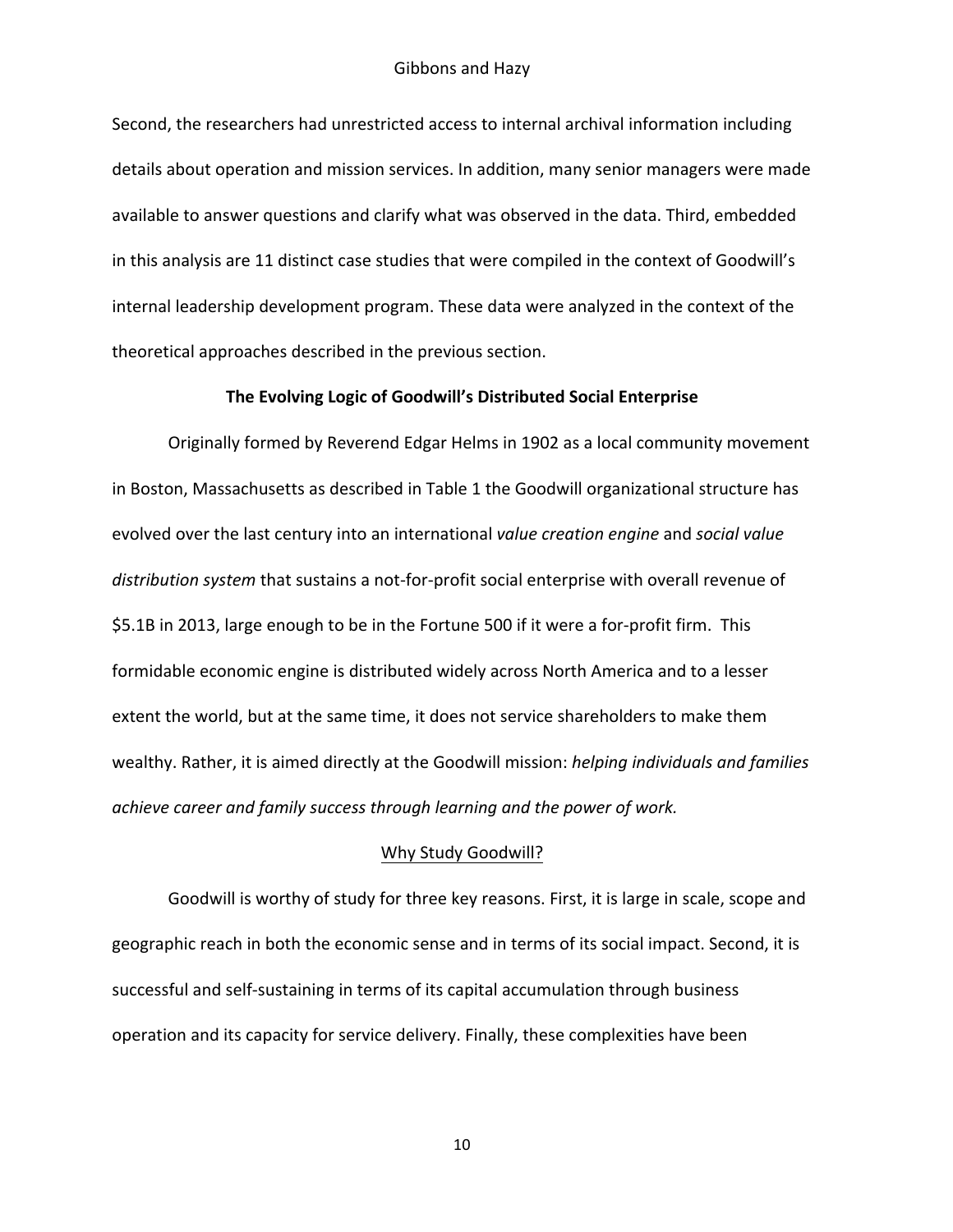Second, the researchers had unrestricted access to internal archival information including details about operation and mission services. In addition, many senior managers were made available to answer questions and clarify what was observed in the data. Third, embedded in this analysis are 11 distinct case studies that were compiled in the context of Goodwill's internal leadership development program. These data were analyzed in the context of the theoretical approaches described in the previous section.

## The Evolving Logic of Goodwill's Distributed Social Enterprise

Originally formed by Reverend Edgar Helms in 1902 as a local community movement in Boston, Massachusetts as described in Table 1 the Goodwill organizational structure has evolved over the last century into an international *value creation engine* and *social value distribution system* that sustains a not-for-profit social enterprise with overall revenue of $5.1B in 2013, large enough to be in the Fortune 500 if it were a for-profit firm. This formidable economic engine is distributed widely across North America and to a lesser extent the world, but at the same time, it does not service shareholders to make them wealthy. Rather, it is aimed directly at the Goodwill mission: *helping individuals and families achieve career and family success through learning and the power of work.*

### Why Study Goodwill?

Goodwill is worthy of study for three key reasons. First, it is large in scale, scope and geographic reach in both the economic sense and in terms of its social impact. Second, it is successful and self-sustaining in terms of its capital accumulation through business operation and its capacity for service delivery. Finally, these complexities have been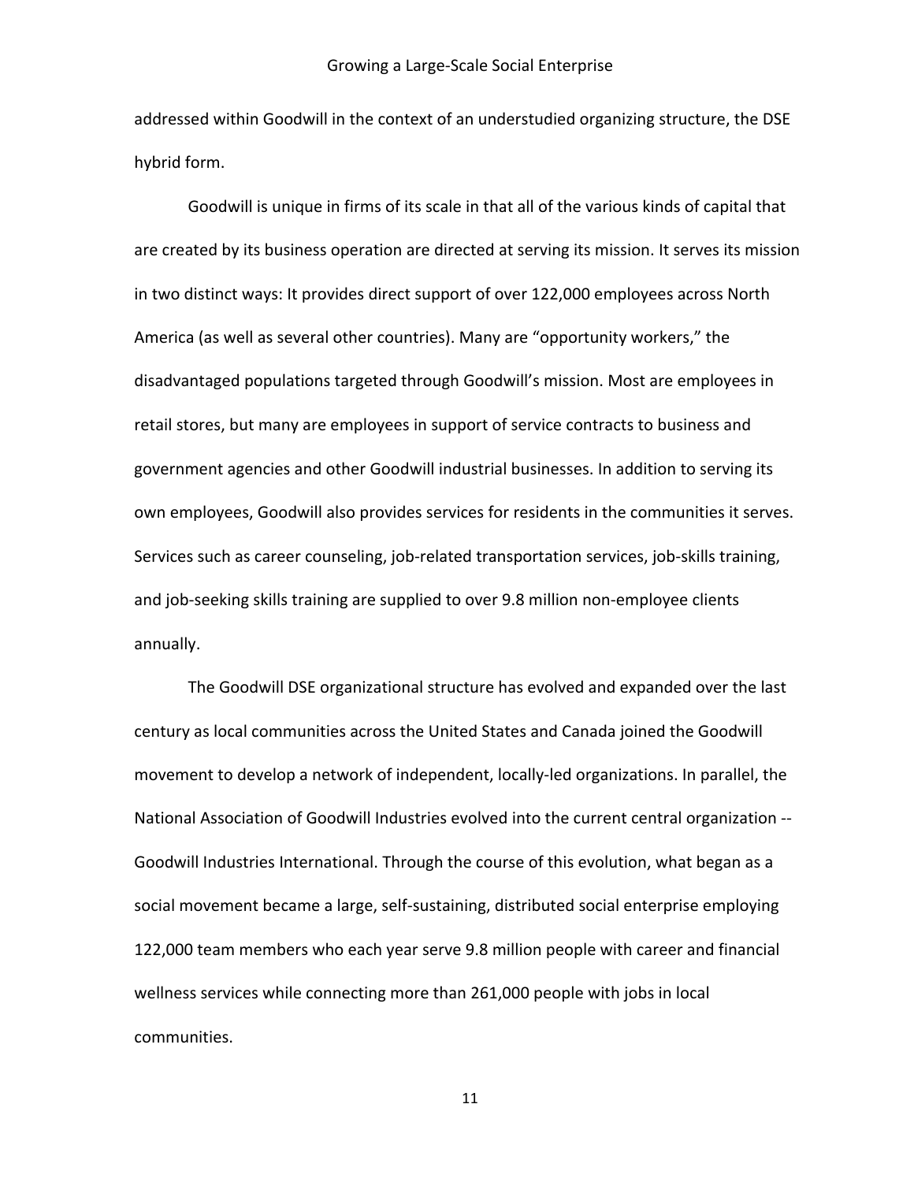addressed within Goodwill in the context of an understudied organizing structure, the DSE hybrid form.

Goodwill is unique in firms of its scale in that all of the various kinds of capital that are created by its business operation are directed at serving its mission. It serves its mission in two distinct ways: It provides direct support of over 122,000 employees across North America (as well as several other countries). Many are "opportunity workers," the disadvantaged populations targeted through Goodwill's mission. Most are employees in retail stores, but many are employees in support of service contracts to business and government agencies and other Goodwill industrial businesses. In addition to serving its own employees, Goodwill also provides services for residents in the communities it serves. Services such as career counseling, job-related transportation services, job-skills training, and job-seeking skills training are supplied to over 9.8 million non-employee clients annually.

The Goodwill DSE organizational structure has evolved and expanded over the last century as local communities across the United States and Canada joined the Goodwill movement to develop a network of independent, locally-led organizations. In parallel, the National Association of Goodwill Industries evolved into the current central organization -- Goodwill Industries International. Through the course of this evolution, what began as a social movement became a large, self-sustaining, distributed social enterprise employing 122,000 team members who each year serve 9.8 million people with career and financial wellness services while connecting more than 261,000 people with jobs in local communities.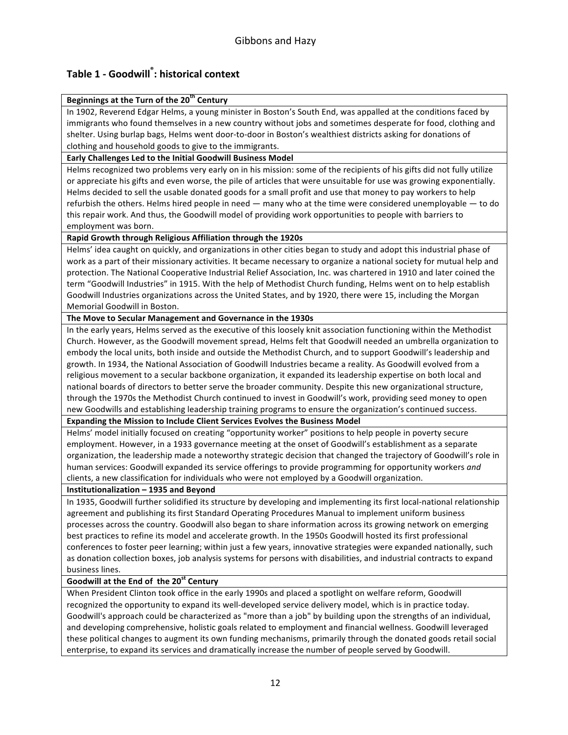## Table 1 - Goodwill®: historical context

| **Beginnings at the Turn of the 20th Century** |
|---|
| In 1902, Reverend Edgar Helms, a young minister in Boston's South End, was appalled at the conditions faced by immigrants who found themselves in a new country without jobs and sometimes desperate for food, clothing and shelter. Using burlap bags, Helms went door-to-door in Boston's wealthiest districts asking for donations of clothing and household goods to give to the immigrants. |
| **Early Challenges Led to the Initial Goodwill Business Model** |
| Helms recognized two problems very early on in his mission: some of the recipients of his gifts did not fully utilize or appreciate his gifts and even worse, the pile of articles that were unsuitable for use was growing exponentially. Helms decided to sell the usable donated goods for a small profit and use that money to pay workers to help refurbish the others. Helms hired people in need — many who at the time were considered unemployable — to do this repair work. And thus, the Goodwill model of providing work opportunities to people with barriers to employment was born. |
| **Rapid Growth through Religious Affiliation through the 1920s** |
| Helms' idea caught on quickly, and organizations in other cities began to study and adopt this industrial phase of work as a part of their missionary activities. It became necessary to organize a national society for mutual help and protection. The National Cooperative Industrial Relief Association, Inc. was chartered in 1910 and later coined the term "Goodwill Industries" in 1915. With the help of Methodist Church funding, Helms went on to help establish Goodwill Industries organizations across the United States, and by 1920, there were 15, including the Morgan Memorial Goodwill in Boston. |
| **The Move to Secular Management and Governance in the 1930s** |
| In the early years, Helms served as the executive of this loosely knit association functioning within the Methodist Church. However, as the Goodwill movement spread, Helms felt that Goodwill needed an umbrella organization to embody the local units, both inside and outside the Methodist Church, and to support Goodwill's leadership and growth. In 1934, the National Association of Goodwill Industries became a reality. As Goodwill evolved from a religious movement to a secular backbone organization, it expanded its leadership expertise on both local and national boards of directors to better serve the broader community. Despite this new organizational structure, through the 1970s the Methodist Church continued to invest in Goodwill's work, providing seed money to open new Goodwills and establishing leadership training programs to ensure the organization's continued success. |
| **Expanding the Mission to Include Client Services Evolves the Business Model** |
| Helms' model initially focused on creating "opportunity worker" positions to help people in poverty secure employment. However, in a 1933 governance meeting at the onset of Goodwill's establishment as a separate organization, the leadership made a noteworthy strategic decision that changed the trajectory of Goodwill's role in human services: Goodwill expanded its service offerings to provide programming for opportunity workers *and* clients, a new classification for individuals who were not employed by a Goodwill organization. |
| **Institutionalization – 1935 and Beyond** |
| In 1935, Goodwill further solidified its structure by developing and implementing its first local-national relationship agreement and publishing its first Standard Operating Procedures Manual to implement uniform business processes across the country. Goodwill also began to share information across its growing network on emerging best practices to refine its model and accelerate growth. In the 1950s Goodwill hosted its first professional conferences to foster peer learning; within just a few years, innovative strategies were expanded nationally, such as donation collection boxes, job analysis systems for persons with disabilities, and industrial contracts to expand business lines. |
| **Goodwill at the End of the 20st Century** |
| When President Clinton took office in the early 1990s and placed a spotlight on welfare reform, Goodwill recognized the opportunity to expand its well-developed service delivery model, which is in practice today. Goodwill's approach could be characterized as "more than a job" by building upon the strengths of an individual, and developing comprehensive, holistic goals related to employment and financial wellness. Goodwill leveraged these political changes to augment its own funding mechanisms, primarily through the donated goods retail social enterprise, to expand its services and dramatically increase the number of people served by Goodwill. |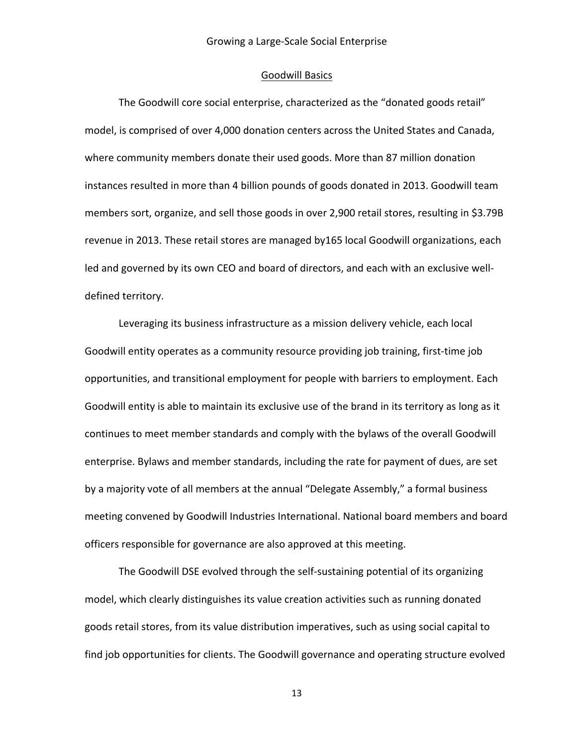## Goodwill Basics

The Goodwill core social enterprise, characterized as the "donated goods retail" model, is comprised of over 4,000 donation centers across the United States and Canada, where community members donate their used goods. More than 87 million donation instances resulted in more than 4 billion pounds of goods donated in 2013. Goodwill team members sort, organize, and sell those goods in over 2,900 retail stores, resulting in $3.79B revenue in 2013. These retail stores are managed by165 local Goodwill organizations, each led and governed by its own CEO and board of directors, and each with an exclusive well-defined territory.

Leveraging its business infrastructure as a mission delivery vehicle, each local Goodwill entity operates as a community resource providing job training, first-time job opportunities, and transitional employment for people with barriers to employment. Each Goodwill entity is able to maintain its exclusive use of the brand in its territory as long as it continues to meet member standards and comply with the bylaws of the overall Goodwill enterprise. Bylaws and member standards, including the rate for payment of dues, are set by a majority vote of all members at the annual "Delegate Assembly," a formal business meeting convened by Goodwill Industries International. National board members and board officers responsible for governance are also approved at this meeting.

The Goodwill DSE evolved through the self-sustaining potential of its organizing model, which clearly distinguishes its value creation activities such as running donated goods retail stores, from its value distribution imperatives, such as using social capital to find job opportunities for clients. The Goodwill governance and operating structure evolved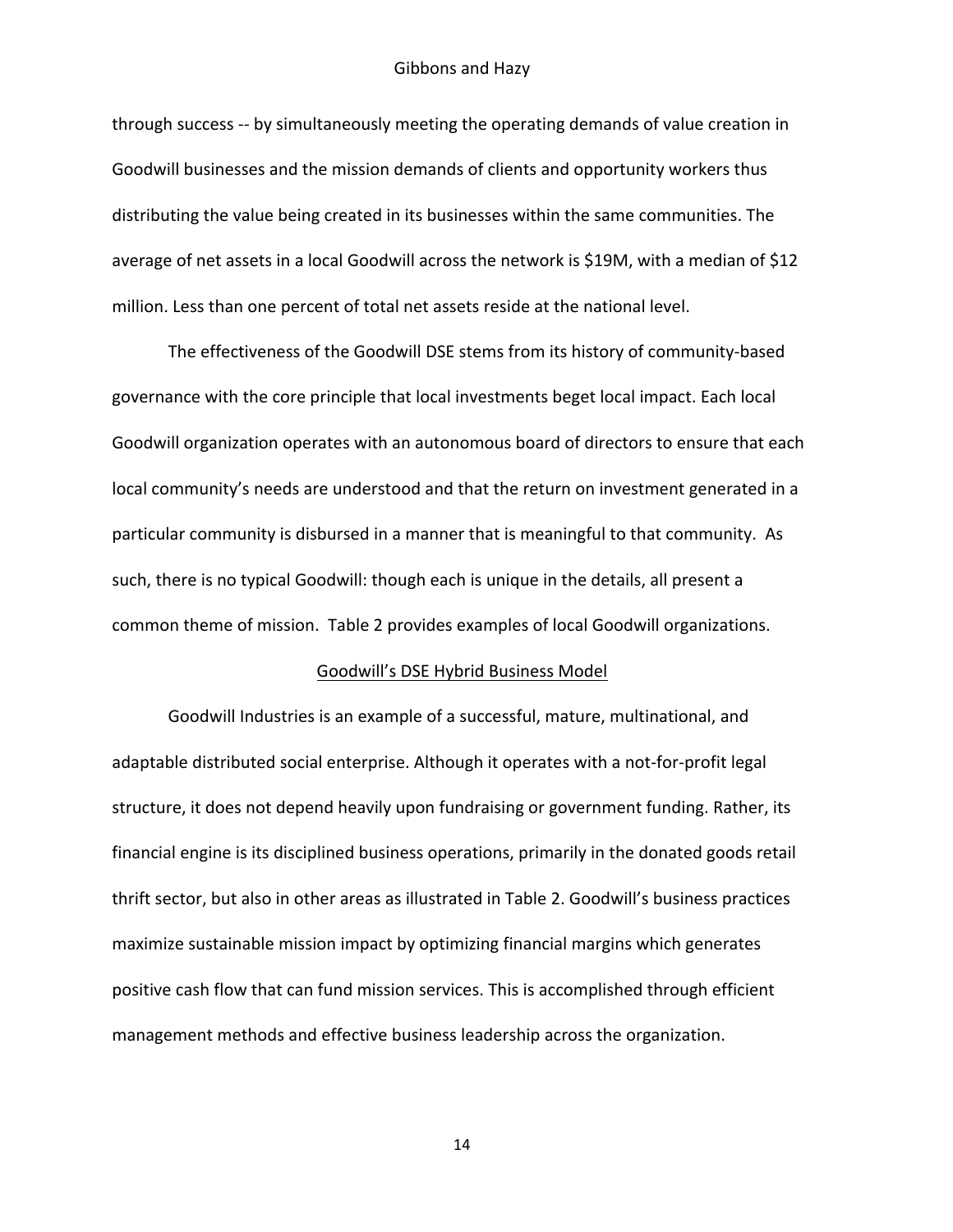through success -- by simultaneously meeting the operating demands of value creation in Goodwill businesses and the mission demands of clients and opportunity workers thus distributing the value being created in its businesses within the same communities. The average of net assets in a local Goodwill across the network is $19M, with a median of $12 million. Less than one percent of total net assets reside at the national level.

The effectiveness of the Goodwill DSE stems from its history of community-based governance with the core principle that local investments beget local impact. Each local Goodwill organization operates with an autonomous board of directors to ensure that each local community's needs are understood and that the return on investment generated in a particular community is disbursed in a manner that is meaningful to that community. As such, there is no typical Goodwill: though each is unique in the details, all present a common theme of mission. Table 2 provides examples of local Goodwill organizations.

## Goodwill's DSE Hybrid Business Model

Goodwill Industries is an example of a successful, mature, multinational, and adaptable distributed social enterprise. Although it operates with a not-for-profit legal structure, it does not depend heavily upon fundraising or government funding. Rather, its financial engine is its disciplined business operations, primarily in the donated goods retail thrift sector, but also in other areas as illustrated in Table 2. Goodwill's business practices maximize sustainable mission impact by optimizing financial margins which generates positive cash flow that can fund mission services. This is accomplished through efficient management methods and effective business leadership across the organization.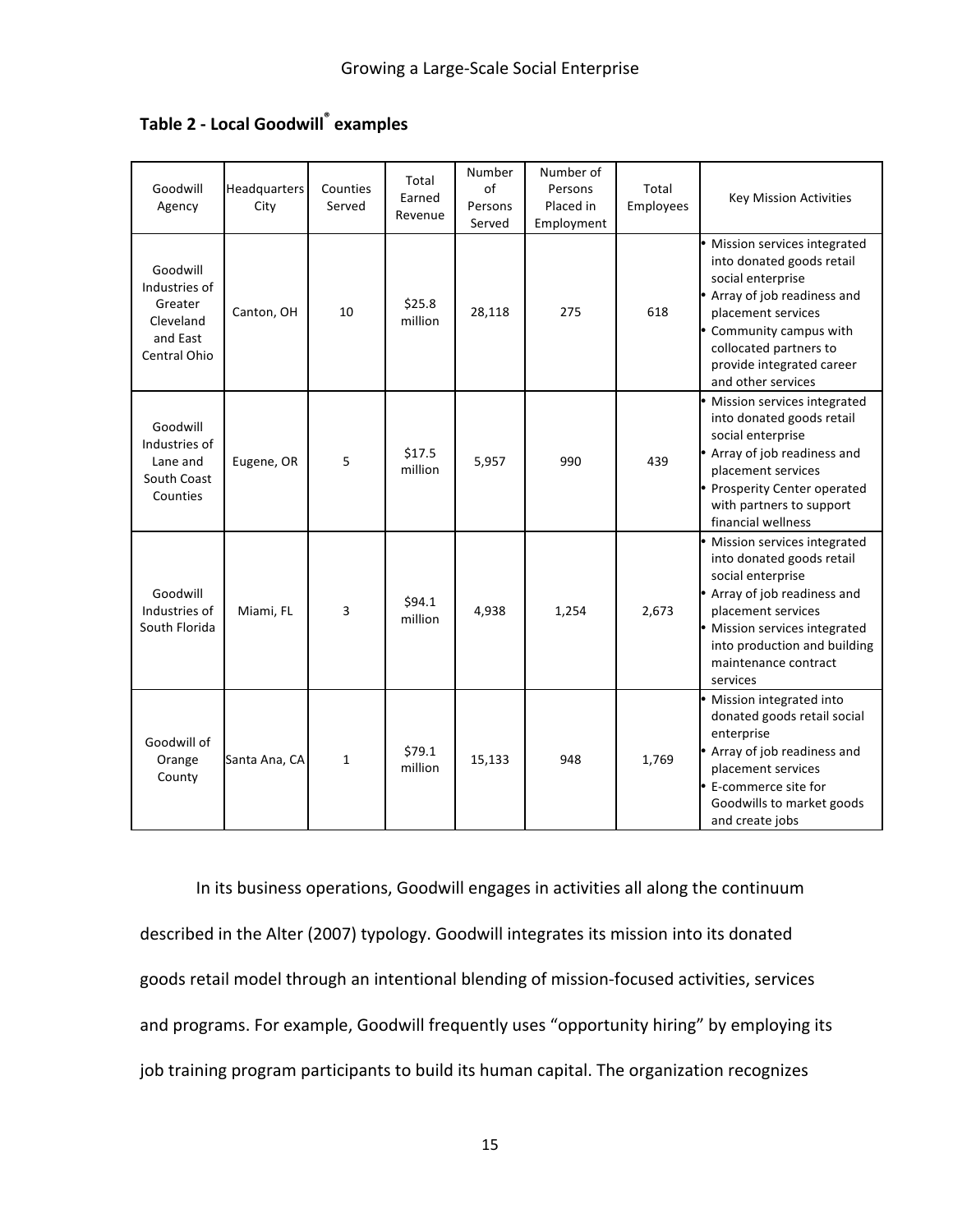**Table 2 - Local Goodwill® examples**

| Goodwill Agency | Headquarters City | Counties Served | Total Earned Revenue | Number of Persons Served | Number of Persons Placed in Employment | Total Employees | Key Mission Activities |
|---|---|---|---|---|---|---|---|
| Goodwill Industries of Greater Cleveland and East Central Ohio | Canton, OH | 10 | $25.8 million | 28,118 | 275 | 618 | • Mission services integrated into donated goods retail social enterprise<br>• Array of job readiness and placement services<br>• Community campus with collocated partners to provide integrated career and other services |
| Goodwill Industries of Lane and South Coast Counties | Eugene, OR | 5 | $17.5 million | 5,957 | 990 | 439 | • Mission services integrated into donated goods retail social enterprise<br>• Array of job readiness and placement services<br>• Prosperity Center operated with partners to support financial wellness |
| Goodwill Industries of South Florida | Miami, FL | 3 | $94.1 million | 4,938 | 1,254 | 2,673 | • Mission services integrated into donated goods retail social enterprise<br>• Array of job readiness and placement services<br>• Mission services integrated into production and building maintenance contract services |
| Goodwill of Orange County | Santa Ana, CA | 1 | $79.1 million | 15,133 | 948 | 1,769 | • Mission integrated into donated goods retail social enterprise<br>• Array of job readiness and placement services<br>• E-commerce site for Goodwills to market goods and create jobs |

In its business operations, Goodwill engages in activities all along the continuum described in the Alter (2007) typology. Goodwill integrates its mission into its donated goods retail model through an intentional blending of mission-focused activities, services and programs. For example, Goodwill frequently uses "opportunity hiring" by employing its job training program participants to build its human capital. The organization recognizes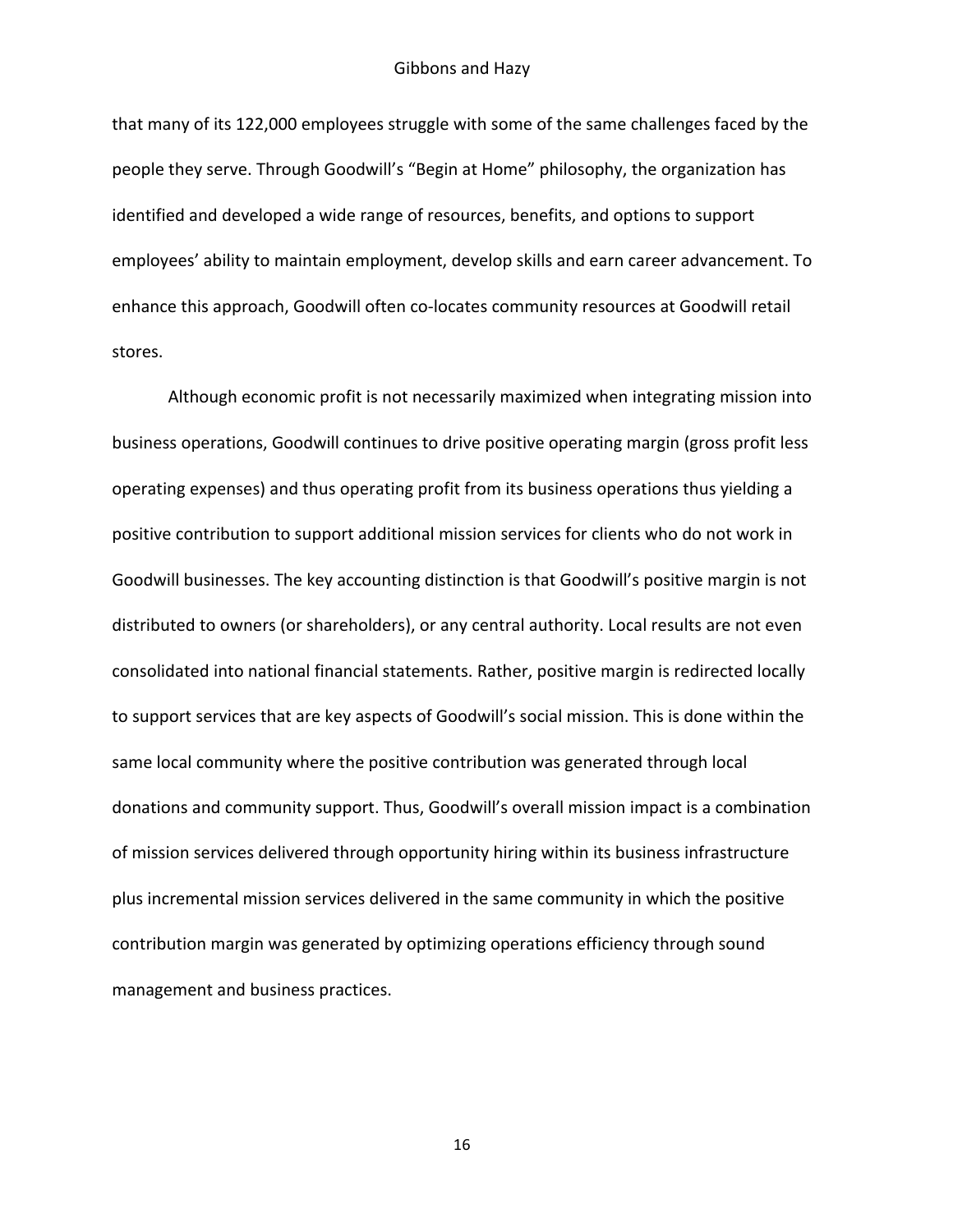that many of its 122,000 employees struggle with some of the same challenges faced by the people they serve. Through Goodwill's "Begin at Home" philosophy, the organization has identified and developed a wide range of resources, benefits, and options to support employees' ability to maintain employment, develop skills and earn career advancement. To enhance this approach, Goodwill often co-locates community resources at Goodwill retail stores.

Although economic profit is not necessarily maximized when integrating mission into business operations, Goodwill continues to drive positive operating margin (gross profit less operating expenses) and thus operating profit from its business operations thus yielding a positive contribution to support additional mission services for clients who do not work in Goodwill businesses. The key accounting distinction is that Goodwill's positive margin is not distributed to owners (or shareholders), or any central authority. Local results are not even consolidated into national financial statements. Rather, positive margin is redirected locally to support services that are key aspects of Goodwill's social mission. This is done within the same local community where the positive contribution was generated through local donations and community support. Thus, Goodwill's overall mission impact is a combination of mission services delivered through opportunity hiring within its business infrastructure plus incremental mission services delivered in the same community in which the positive contribution margin was generated by optimizing operations efficiency through sound management and business practices.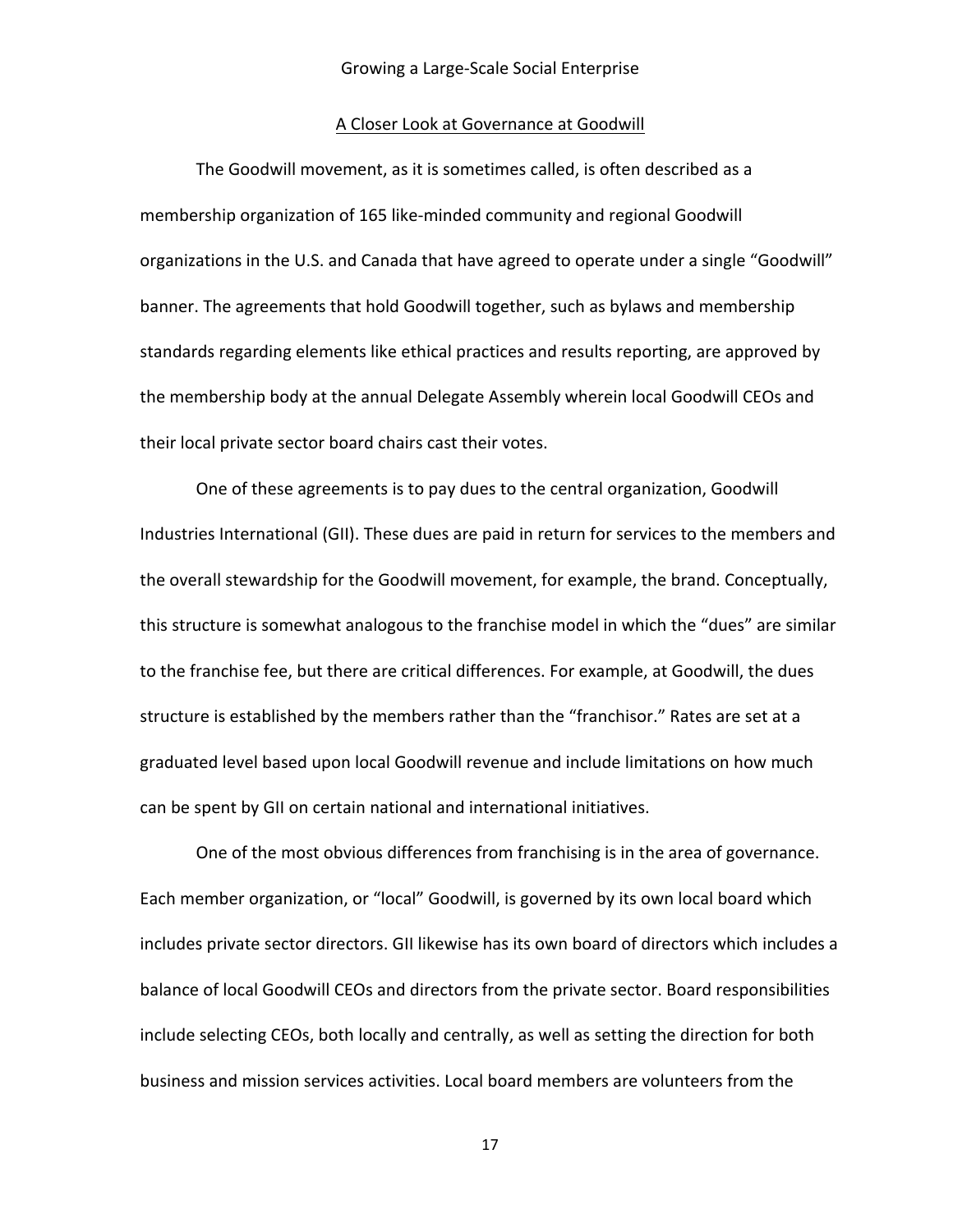## A Closer Look at Governance at Goodwill

The Goodwill movement, as it is sometimes called, is often described as a membership organization of 165 like-minded community and regional Goodwill organizations in the U.S. and Canada that have agreed to operate under a single "Goodwill" banner. The agreements that hold Goodwill together, such as bylaws and membership standards regarding elements like ethical practices and results reporting, are approved by the membership body at the annual Delegate Assembly wherein local Goodwill CEOs and their local private sector board chairs cast their votes.

One of these agreements is to pay dues to the central organization, Goodwill Industries International (GII). These dues are paid in return for services to the members and the overall stewardship for the Goodwill movement, for example, the brand. Conceptually, this structure is somewhat analogous to the franchise model in which the "dues" are similar to the franchise fee, but there are critical differences. For example, at Goodwill, the dues structure is established by the members rather than the "franchisor." Rates are set at a graduated level based upon local Goodwill revenue and include limitations on how much can be spent by GII on certain national and international initiatives.

One of the most obvious differences from franchising is in the area of governance. Each member organization, or "local" Goodwill, is governed by its own local board which includes private sector directors. GII likewise has its own board of directors which includes a balance of local Goodwill CEOs and directors from the private sector. Board responsibilities include selecting CEOs, both locally and centrally, as well as setting the direction for both business and mission services activities. Local board members are volunteers from the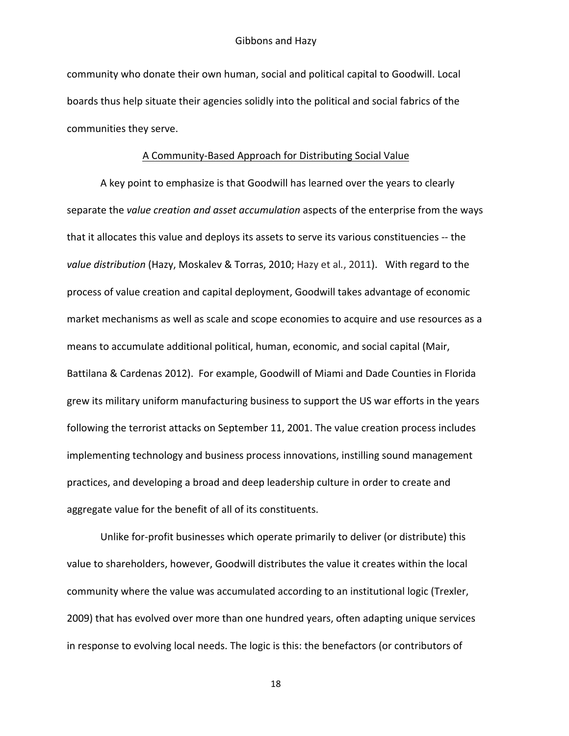community who donate their own human, social and political capital to Goodwill. Local boards thus help situate their agencies solidly into the political and social fabrics of the communities they serve.

## A Community-Based Approach for Distributing Social Value

A key point to emphasize is that Goodwill has learned over the years to clearly separate the *value creation and asset accumulation* aspects of the enterprise from the ways that it allocates this value and deploys its assets to serve its various constituencies -- the *value distribution* (Hazy, Moskalev & Torras, 2010; Hazy et al., 2011). With regard to the process of value creation and capital deployment, Goodwill takes advantage of economic market mechanisms as well as scale and scope economies to acquire and use resources as a means to accumulate additional political, human, economic, and social capital (Mair, Battilana & Cardenas 2012). For example, Goodwill of Miami and Dade Counties in Florida grew its military uniform manufacturing business to support the US war efforts in the years following the terrorist attacks on September 11, 2001. The value creation process includes implementing technology and business process innovations, instilling sound management practices, and developing a broad and deep leadership culture in order to create and aggregate value for the benefit of all of its constituents.

Unlike for-profit businesses which operate primarily to deliver (or distribute) this value to shareholders, however, Goodwill distributes the value it creates within the local community where the value was accumulated according to an institutional logic (Trexler, 2009) that has evolved over more than one hundred years, often adapting unique services in response to evolving local needs. The logic is this: the benefactors (or contributors of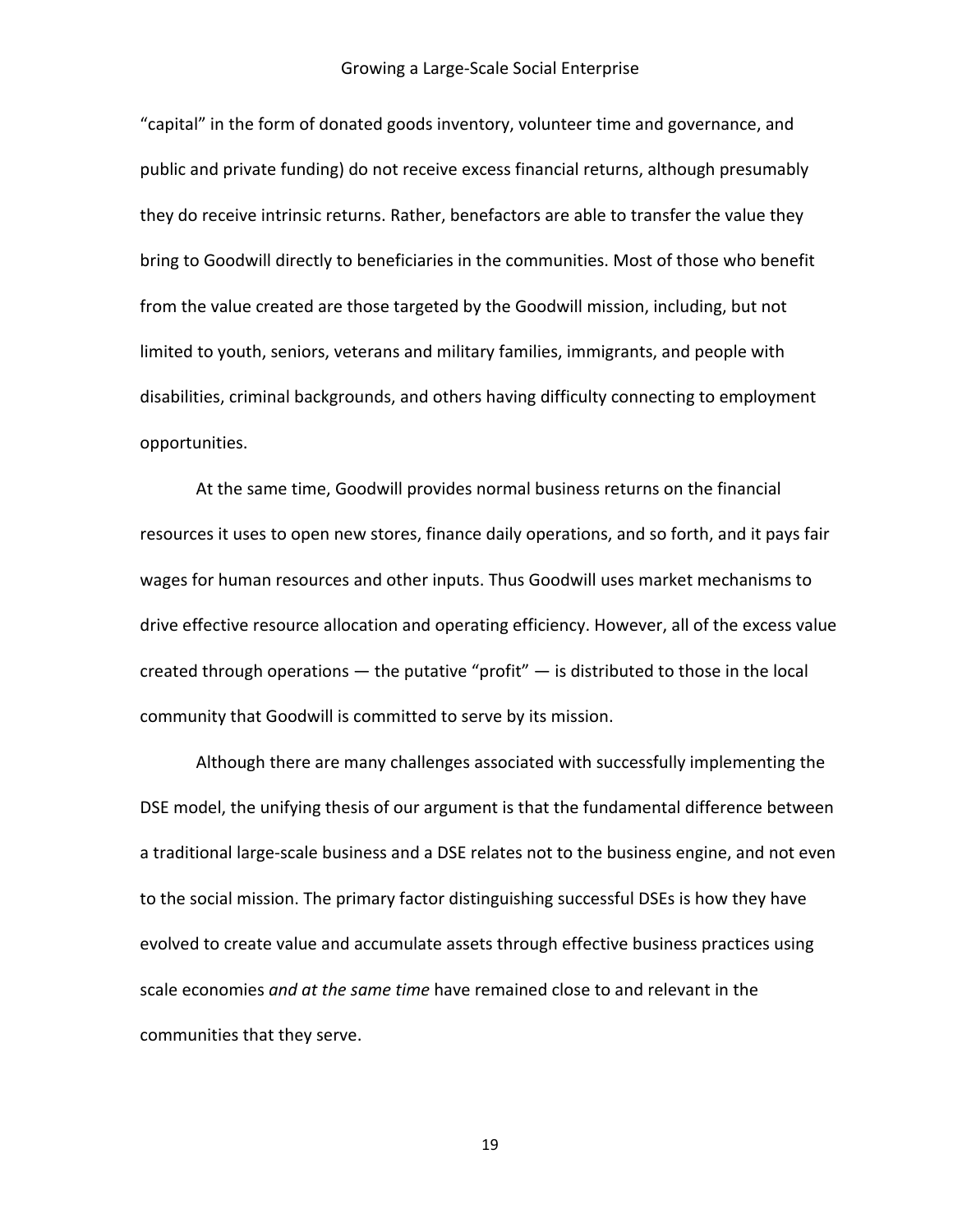"capital" in the form of donated goods inventory, volunteer time and governance, and public and private funding) do not receive excess financial returns, although presumably they do receive intrinsic returns. Rather, benefactors are able to transfer the value they bring to Goodwill directly to beneficiaries in the communities. Most of those who benefit from the value created are those targeted by the Goodwill mission, including, but not limited to youth, seniors, veterans and military families, immigrants, and people with disabilities, criminal backgrounds, and others having difficulty connecting to employment opportunities.

At the same time, Goodwill provides normal business returns on the financial resources it uses to open new stores, finance daily operations, and so forth, and it pays fair wages for human resources and other inputs. Thus Goodwill uses market mechanisms to drive effective resource allocation and operating efficiency. However, all of the excess value created through operations — the putative "profit" — is distributed to those in the local community that Goodwill is committed to serve by its mission.

Although there are many challenges associated with successfully implementing the DSE model, the unifying thesis of our argument is that the fundamental difference between a traditional large-scale business and a DSE relates not to the business engine, and not even to the social mission. The primary factor distinguishing successful DSEs is how they have evolved to create value and accumulate assets through effective business practices using scale economies *and at the same time* have remained close to and relevant in the communities that they serve.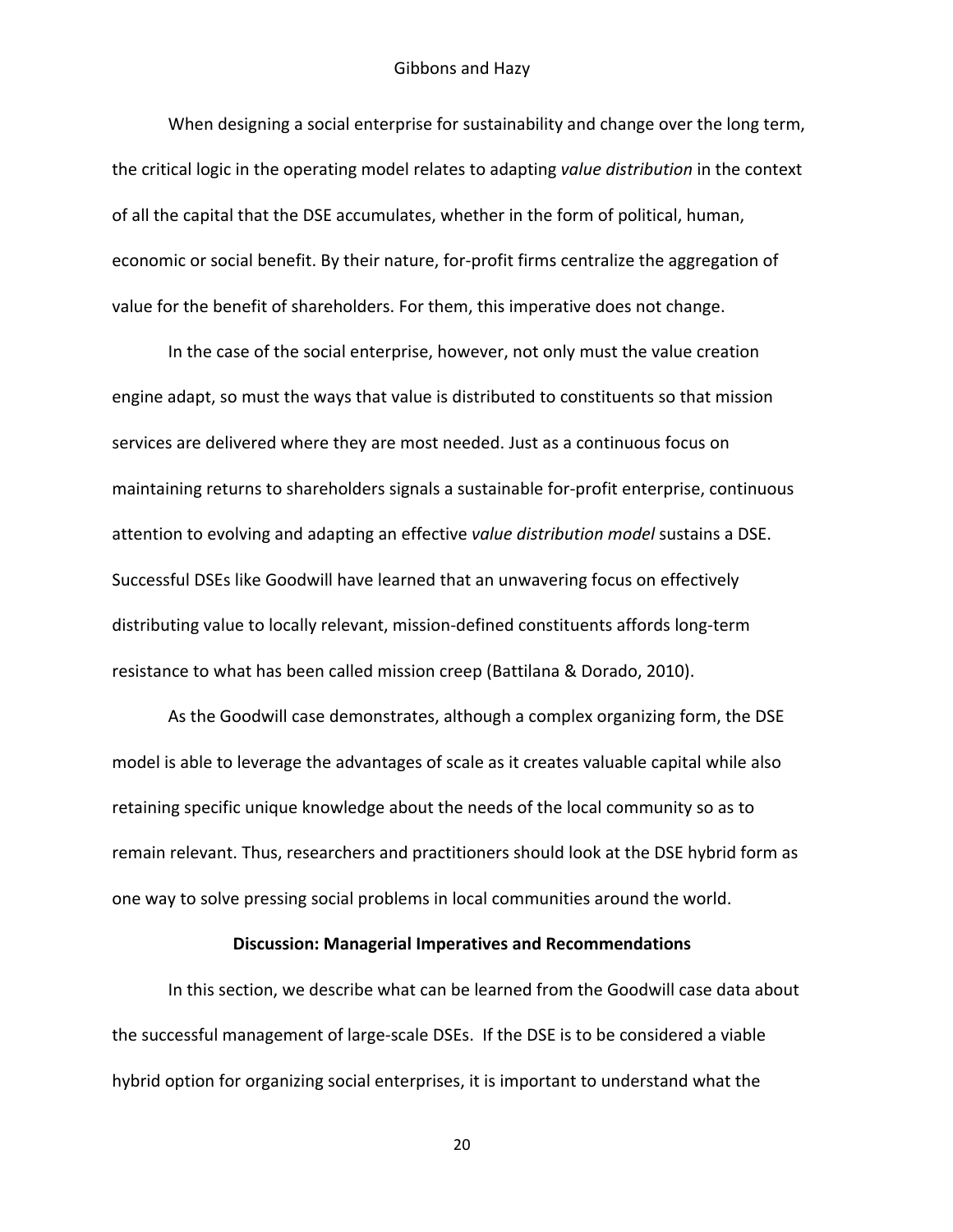When designing a social enterprise for sustainability and change over the long term, the critical logic in the operating model relates to adapting *value distribution* in the context of all the capital that the DSE accumulates, whether in the form of political, human, economic or social benefit. By their nature, for-profit firms centralize the aggregation of value for the benefit of shareholders. For them, this imperative does not change.

In the case of the social enterprise, however, not only must the value creation engine adapt, so must the ways that value is distributed to constituents so that mission services are delivered where they are most needed. Just as a continuous focus on maintaining returns to shareholders signals a sustainable for-profit enterprise, continuous attention to evolving and adapting an effective *value distribution model* sustains a DSE. Successful DSEs like Goodwill have learned that an unwavering focus on effectively distributing value to locally relevant, mission-defined constituents affords long-term resistance to what has been called mission creep (Battilana & Dorado, 2010).

As the Goodwill case demonstrates, although a complex organizing form, the DSE model is able to leverage the advantages of scale as it creates valuable capital while also retaining specific unique knowledge about the needs of the local community so as to remain relevant. Thus, researchers and practitioners should look at the DSE hybrid form as one way to solve pressing social problems in local communities around the world.

## Discussion: Managerial Imperatives and Recommendations

In this section, we describe what can be learned from the Goodwill case data about the successful management of large-scale DSEs. If the DSE is to be considered a viable hybrid option for organizing social enterprises, it is important to understand what the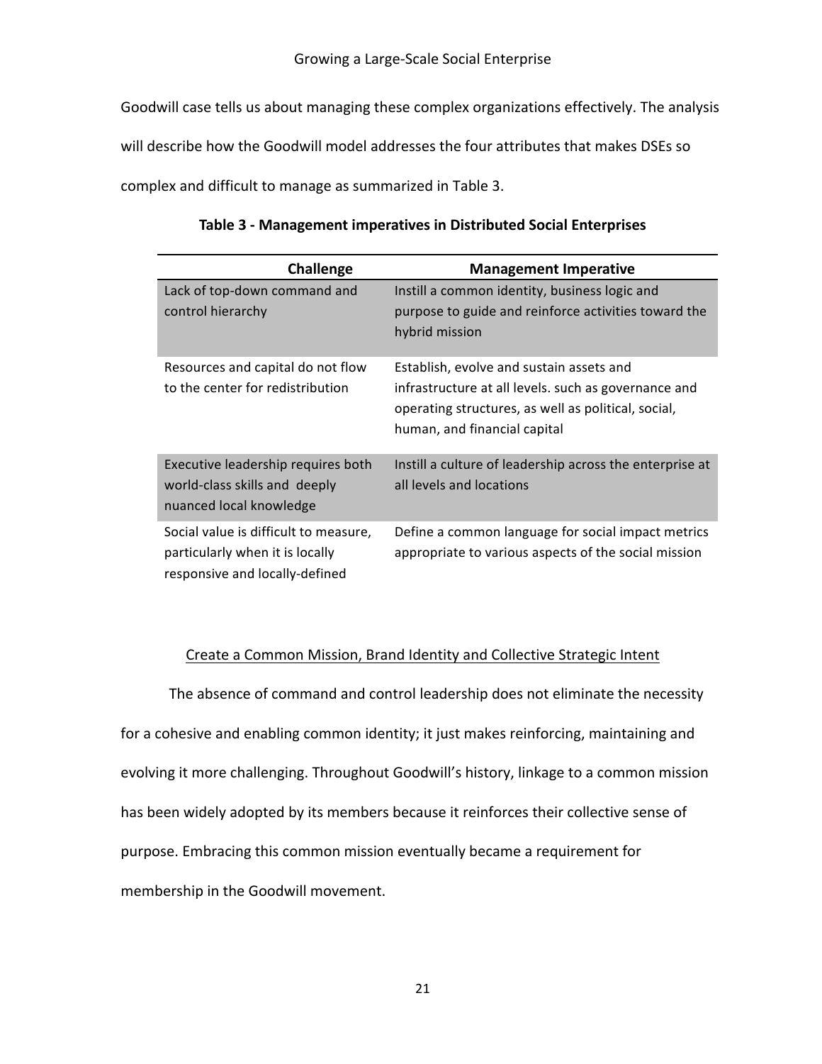Goodwill case tells us about managing these complex organizations effectively. The analysis will describe how the Goodwill model addresses the four attributes that makes DSEs so complex and difficult to manage as summarized in Table 3.

**Table 3 - Management imperatives in Distributed Social Enterprises**

| Challenge | Management Imperative |
| --- | --- |
| Lack of top-down command and control hierarchy | Instill a common identity, business logic and purpose to guide and reinforce activities toward the hybrid mission |
| Resources and capital do not flow to the center for redistribution | Establish, evolve and sustain assets and infrastructure at all levels. such as governance and operating structures, as well as political, social, human, and financial capital |
| Executive leadership requires both world-class skills and deeply nuanced local knowledge | Instill a culture of leadership across the enterprise at all levels and locations |
| Social value is difficult to measure, particularly when it is locally responsive and locally-defined | Define a common language for social impact metrics appropriate to various aspects of the social mission |

## Create a Common Mission, Brand Identity and Collective Strategic Intent

The absence of command and control leadership does not eliminate the necessity for a cohesive and enabling common identity; it just makes reinforcing, maintaining and evolving it more challenging. Throughout Goodwill's history, linkage to a common mission has been widely adopted by its members because it reinforces their collective sense of purpose. Embracing this common mission eventually became a requirement for membership in the Goodwill movement.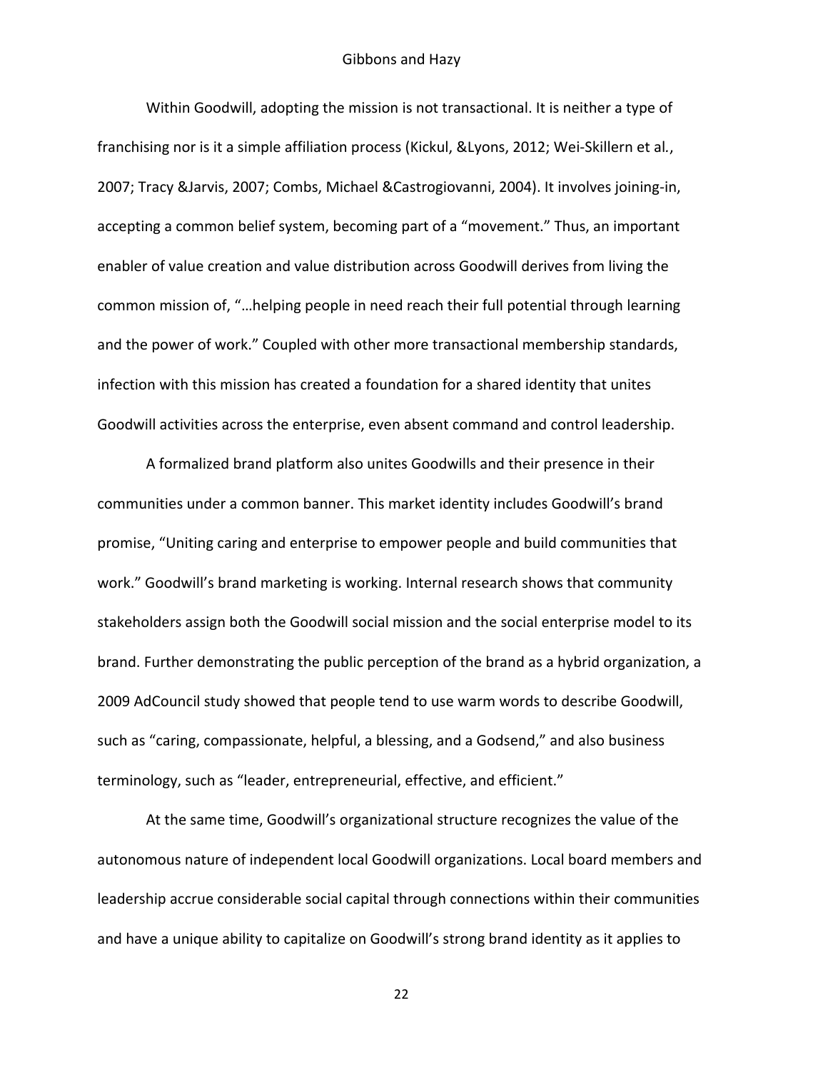Within Goodwill, adopting the mission is not transactional. It is neither a type of franchising nor is it a simple affiliation process (Kickul, &Lyons, 2012; Wei-Skillern et al., 2007; Tracy &Jarvis, 2007; Combs, Michael &Castrogiovanni, 2004). It involves joining-in, accepting a common belief system, becoming part of a "movement." Thus, an important enabler of value creation and value distribution across Goodwill derives from living the common mission of, "…helping people in need reach their full potential through learning and the power of work." Coupled with other more transactional membership standards, infection with this mission has created a foundation for a shared identity that unites Goodwill activities across the enterprise, even absent command and control leadership.

A formalized brand platform also unites Goodwills and their presence in their communities under a common banner. This market identity includes Goodwill's brand promise, "Uniting caring and enterprise to empower people and build communities that work." Goodwill's brand marketing is working. Internal research shows that community stakeholders assign both the Goodwill social mission and the social enterprise model to its brand. Further demonstrating the public perception of the brand as a hybrid organization, a 2009 AdCouncil study showed that people tend to use warm words to describe Goodwill, such as "caring, compassionate, helpful, a blessing, and a Godsend," and also business terminology, such as "leader, entrepreneurial, effective, and efficient."

At the same time, Goodwill's organizational structure recognizes the value of the autonomous nature of independent local Goodwill organizations. Local board members and leadership accrue considerable social capital through connections within their communities and have a unique ability to capitalize on Goodwill's strong brand identity as it applies to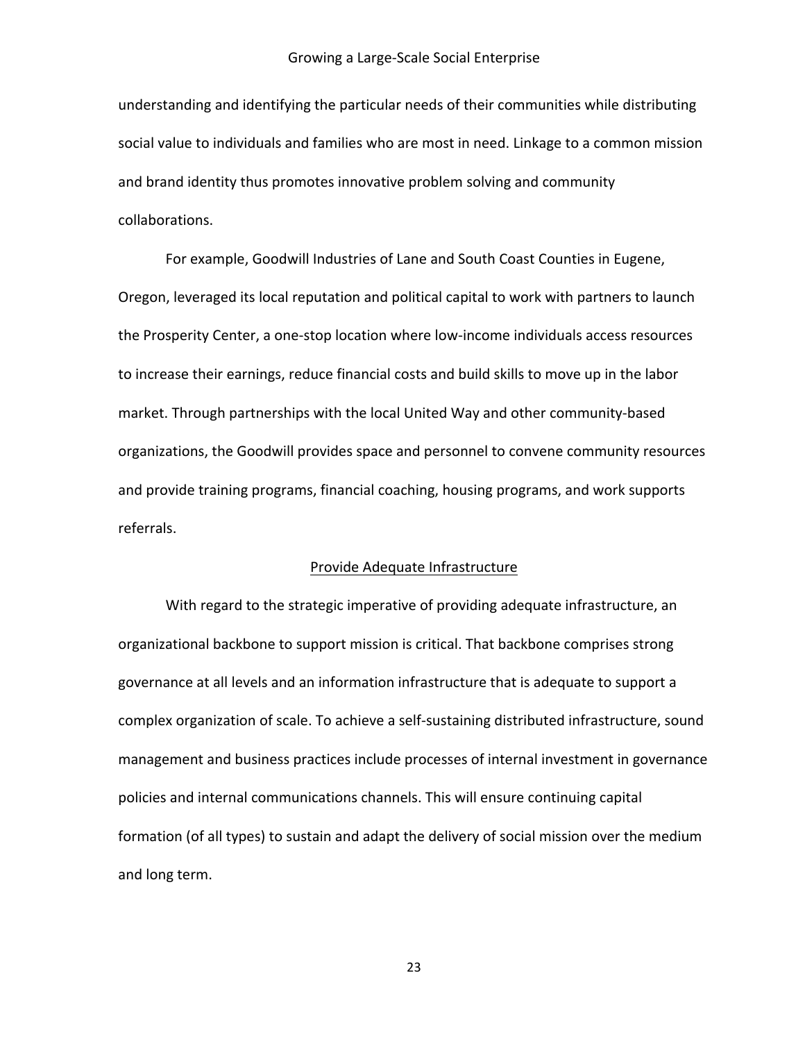understanding and identifying the particular needs of their communities while distributing social value to individuals and families who are most in need. Linkage to a common mission and brand identity thus promotes innovative problem solving and community collaborations.

For example, Goodwill Industries of Lane and South Coast Counties in Eugene, Oregon, leveraged its local reputation and political capital to work with partners to launch the Prosperity Center, a one-stop location where low-income individuals access resources to increase their earnings, reduce financial costs and build skills to move up in the labor market. Through partnerships with the local United Way and other community-based organizations, the Goodwill provides space and personnel to convene community resources and provide training programs, financial coaching, housing programs, and work supports referrals.

## Provide Adequate Infrastructure

With regard to the strategic imperative of providing adequate infrastructure, an organizational backbone to support mission is critical. That backbone comprises strong governance at all levels and an information infrastructure that is adequate to support a complex organization of scale. To achieve a self-sustaining distributed infrastructure, sound management and business practices include processes of internal investment in governance policies and internal communications channels. This will ensure continuing capital formation (of all types) to sustain and adapt the delivery of social mission over the medium and long term.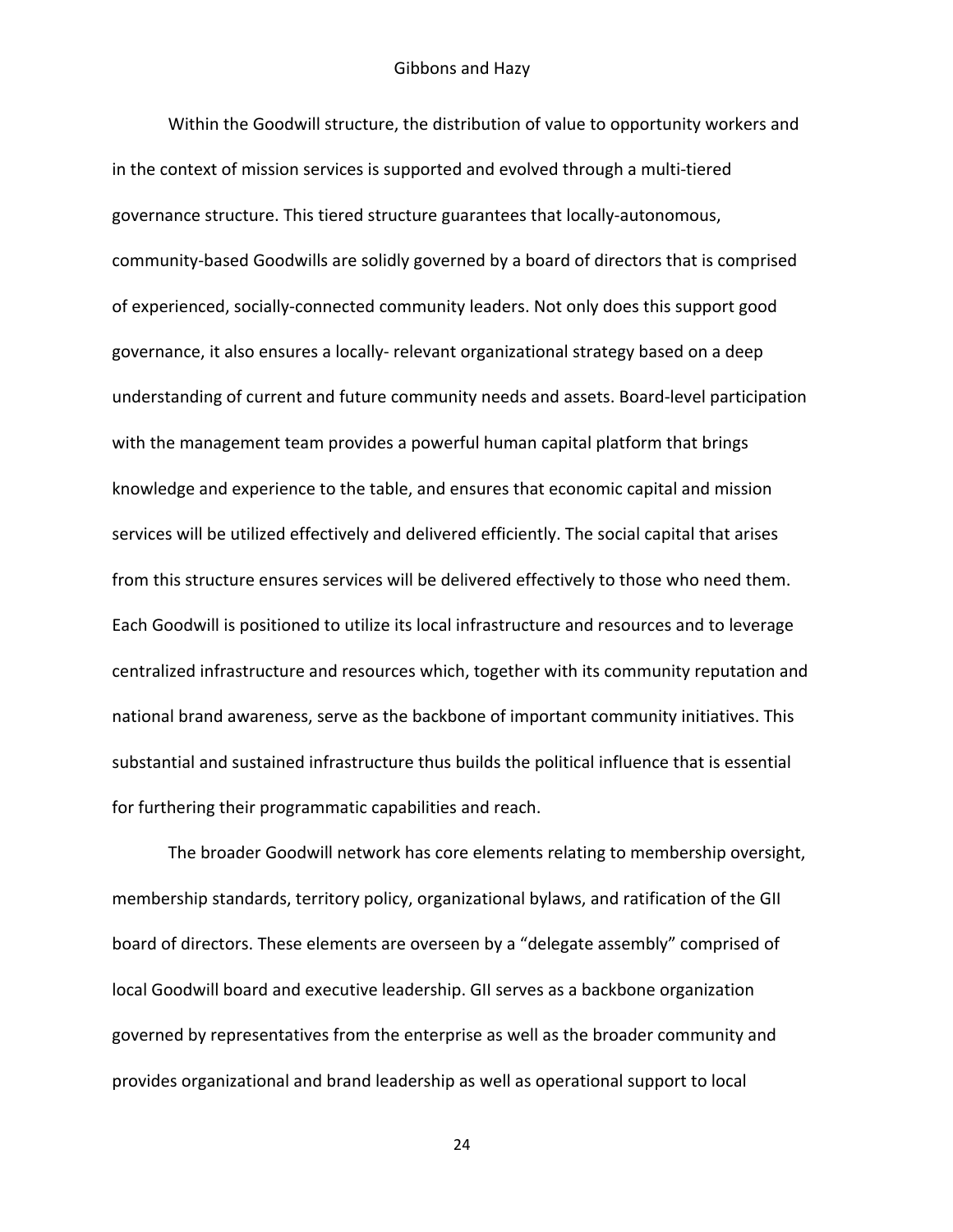Within the Goodwill structure, the distribution of value to opportunity workers and in the context of mission services is supported and evolved through a multi-tiered governance structure. This tiered structure guarantees that locally-autonomous, community-based Goodwills are solidly governed by a board of directors that is comprised of experienced, socially-connected community leaders. Not only does this support good governance, it also ensures a locally- relevant organizational strategy based on a deep understanding of current and future community needs and assets. Board-level participation with the management team provides a powerful human capital platform that brings knowledge and experience to the table, and ensures that economic capital and mission services will be utilized effectively and delivered efficiently. The social capital that arises from this structure ensures services will be delivered effectively to those who need them. Each Goodwill is positioned to utilize its local infrastructure and resources and to leverage centralized infrastructure and resources which, together with its community reputation and national brand awareness, serve as the backbone of important community initiatives. This substantial and sustained infrastructure thus builds the political influence that is essential for furthering their programmatic capabilities and reach.

The broader Goodwill network has core elements relating to membership oversight, membership standards, territory policy, organizational bylaws, and ratification of the GII board of directors. These elements are overseen by a "delegate assembly" comprised of local Goodwill board and executive leadership. GII serves as a backbone organization governed by representatives from the enterprise as well as the broader community and provides organizational and brand leadership as well as operational support to local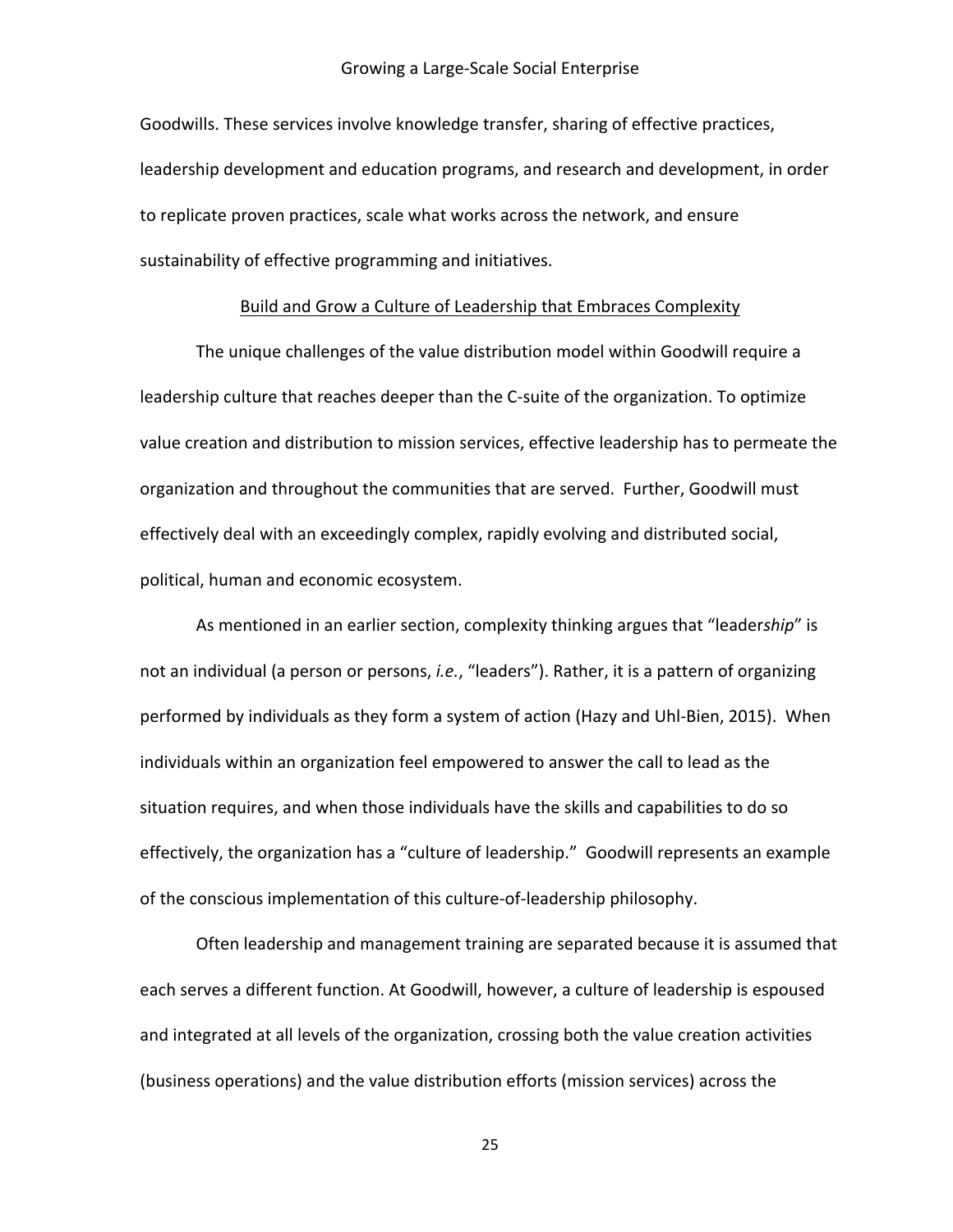Goodwills. These services involve knowledge transfer, sharing of effective practices, leadership development and education programs, and research and development, in order to replicate proven practices, scale what works across the network, and ensure sustainability of effective programming and initiatives.

## Build and Grow a Culture of Leadership that Embraces Complexity

The unique challenges of the value distribution model within Goodwill require a leadership culture that reaches deeper than the C-suite of the organization. To optimize value creation and distribution to mission services, effective leadership has to permeate the organization and throughout the communities that are served. Further, Goodwill must effectively deal with an exceedingly complex, rapidly evolving and distributed social, political, human and economic ecosystem.

As mentioned in an earlier section, complexity thinking argues that "leader*ship*" is not an individual (a person or persons, *i.e.*, "leaders"). Rather, it is a pattern of organizing performed by individuals as they form a system of action (Hazy and Uhl-Bien, 2015). When individuals within an organization feel empowered to answer the call to lead as the situation requires, and when those individuals have the skills and capabilities to do so effectively, the organization has a "culture of leadership." Goodwill represents an example of the conscious implementation of this culture-of-leadership philosophy.

Often leadership and management training are separated because it is assumed that each serves a different function. At Goodwill, however, a culture of leadership is espoused and integrated at all levels of the organization, crossing both the value creation activities (business operations) and the value distribution efforts (mission services) across the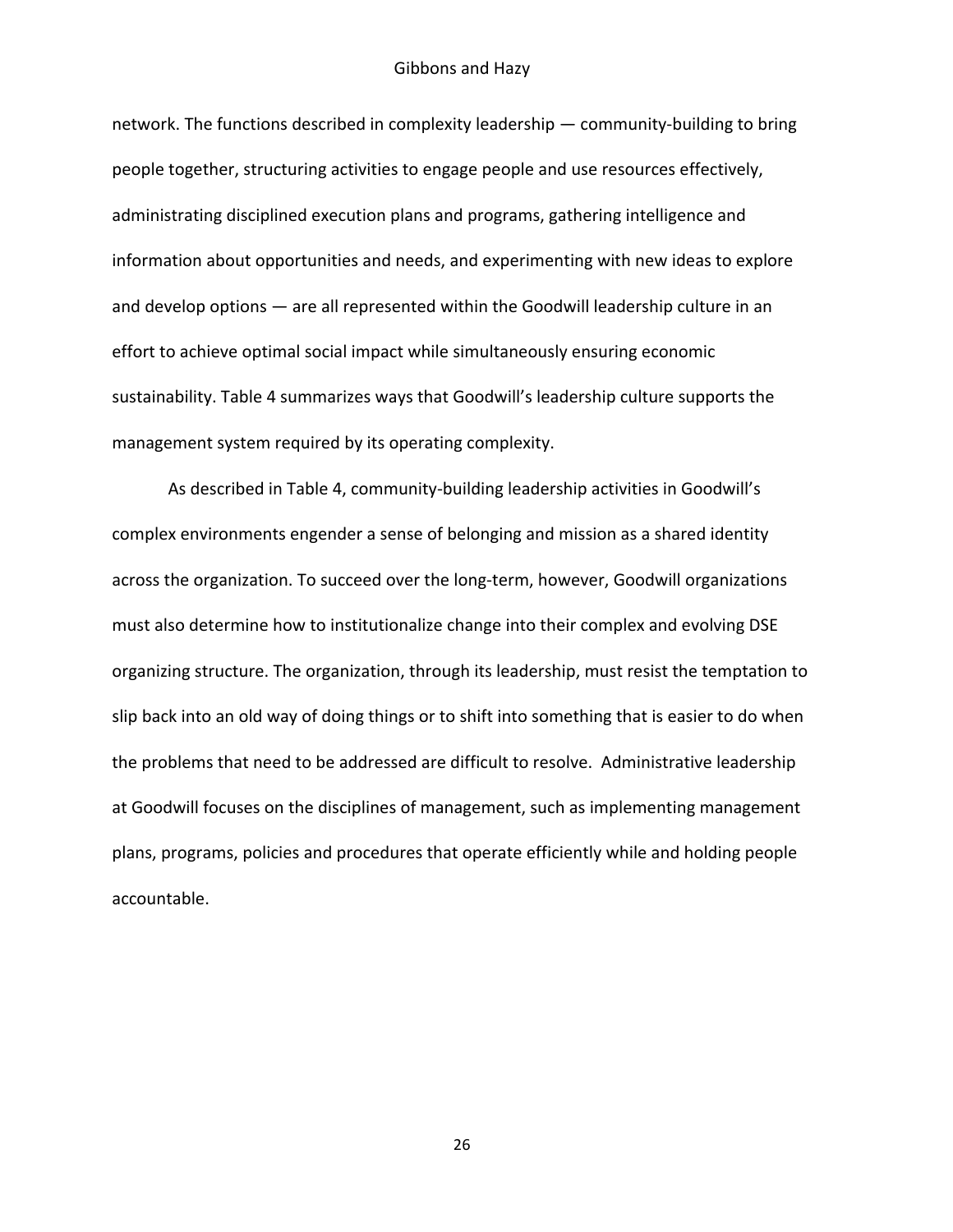network. The functions described in complexity leadership — community-building to bring people together, structuring activities to engage people and use resources effectively, administrating disciplined execution plans and programs, gathering intelligence and information about opportunities and needs, and experimenting with new ideas to explore and develop options — are all represented within the Goodwill leadership culture in an effort to achieve optimal social impact while simultaneously ensuring economic sustainability. Table 4 summarizes ways that Goodwill's leadership culture supports the management system required by its operating complexity.

As described in Table 4, community-building leadership activities in Goodwill's complex environments engender a sense of belonging and mission as a shared identity across the organization. To succeed over the long-term, however, Goodwill organizations must also determine how to institutionalize change into their complex and evolving DSE organizing structure. The organization, through its leadership, must resist the temptation to slip back into an old way of doing things or to shift into something that is easier to do when the problems that need to be addressed are difficult to resolve. Administrative leadership at Goodwill focuses on the disciplines of management, such as implementing management plans, programs, policies and procedures that operate efficiently while and holding people accountable.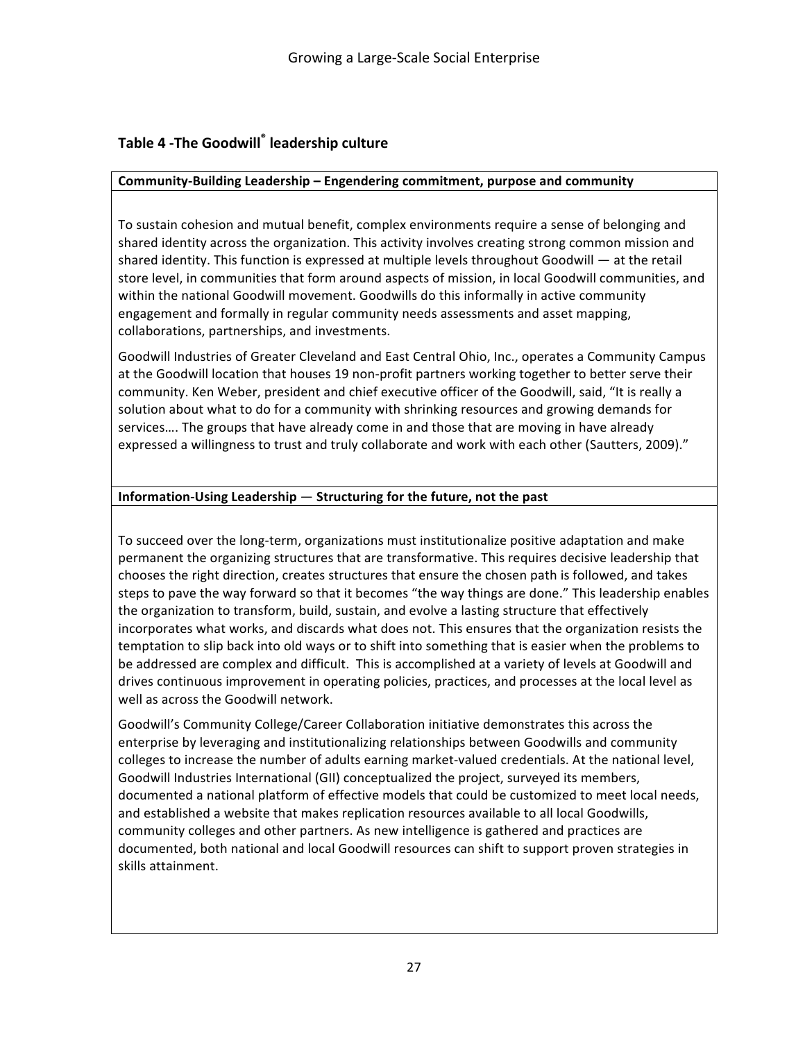## Table 4 -The Goodwill® leadership culture

**Community-Building Leadership – Engendering commitment, purpose and community**

To sustain cohesion and mutual benefit, complex environments require a sense of belonging and shared identity across the organization. This activity involves creating strong common mission and shared identity. This function is expressed at multiple levels throughout Goodwill — at the retail store level, in communities that form around aspects of mission, in local Goodwill communities, and within the national Goodwill movement. Goodwills do this informally in active community engagement and formally in regular community needs assessments and asset mapping, collaborations, partnerships, and investments.

Goodwill Industries of Greater Cleveland and East Central Ohio, Inc., operates a Community Campus at the Goodwill location that houses 19 non-profit partners working together to better serve their community. Ken Weber, president and chief executive officer of the Goodwill, said, "It is really a solution about what to do for a community with shrinking resources and growing demands for services…. The groups that have already come in and those that are moving in have already expressed a willingness to trust and truly collaborate and work with each other (Sautters, 2009)."

**Information-Using Leadership — Structuring for the future, not the past**

To succeed over the long-term, organizations must institutionalize positive adaptation and make permanent the organizing structures that are transformative. This requires decisive leadership that chooses the right direction, creates structures that ensure the chosen path is followed, and takes steps to pave the way forward so that it becomes "the way things are done." This leadership enables the organization to transform, build, sustain, and evolve a lasting structure that effectively incorporates what works, and discards what does not. This ensures that the organization resists the temptation to slip back into old ways or to shift into something that is easier when the problems to be addressed are complex and difficult. This is accomplished at a variety of levels at Goodwill and drives continuous improvement in operating policies, practices, and processes at the local level as well as across the Goodwill network.

Goodwill's Community College/Career Collaboration initiative demonstrates this across the enterprise by leveraging and institutionalizing relationships between Goodwills and community colleges to increase the number of adults earning market-valued credentials. At the national level, Goodwill Industries International (GII) conceptualized the project, surveyed its members, documented a national platform of effective models that could be customized to meet local needs, and established a website that makes replication resources available to all local Goodwills, community colleges and other partners. As new intelligence is gathered and practices are documented, both national and local Goodwill resources can shift to support proven strategies in skills attainment.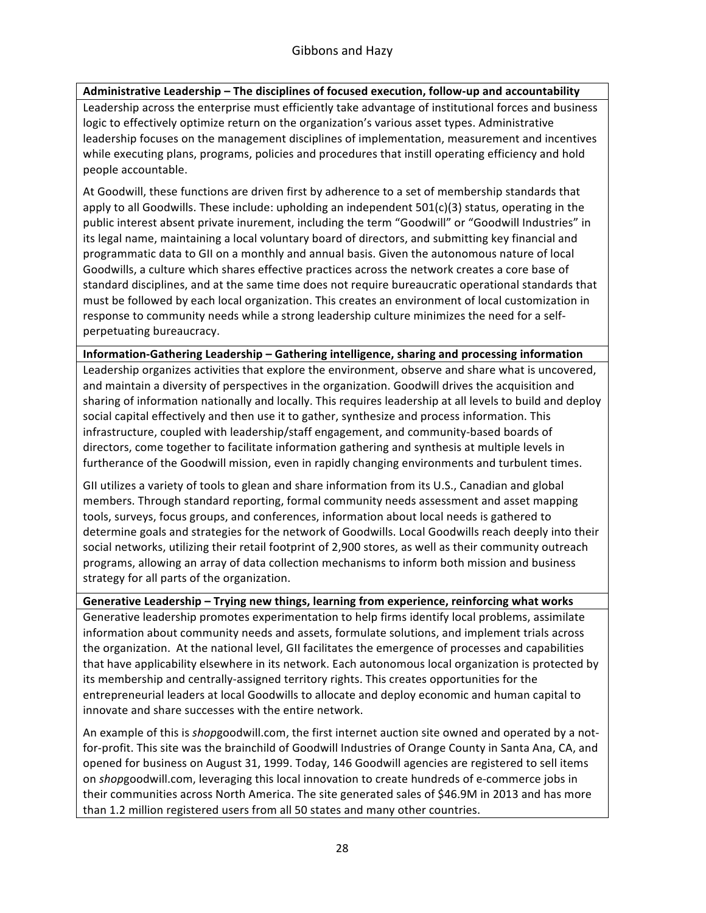**Administrative Leadership – The disciplines of focused execution, follow-up and accountability**

Leadership across the enterprise must efficiently take advantage of institutional forces and business logic to effectively optimize return on the organization's various asset types. Administrative leadership focuses on the management disciplines of implementation, measurement and incentives while executing plans, programs, policies and procedures that instill operating efficiency and hold people accountable.

At Goodwill, these functions are driven first by adherence to a set of membership standards that apply to all Goodwills. These include: upholding an independent 501(c)(3) status, operating in the public interest absent private inurement, including the term "Goodwill" or "Goodwill Industries" in its legal name, maintaining a local voluntary board of directors, and submitting key financial and programmatic data to GII on a monthly and annual basis. Given the autonomous nature of local Goodwills, a culture which shares effective practices across the network creates a core base of standard disciplines, and at the same time does not require bureaucratic operational standards that must be followed by each local organization. This creates an environment of local customization in response to community needs while a strong leadership culture minimizes the need for a self-perpetuating bureaucracy.

**Information-Gathering Leadership – Gathering intelligence, sharing and processing information**

Leadership organizes activities that explore the environment, observe and share what is uncovered, and maintain a diversity of perspectives in the organization. Goodwill drives the acquisition and sharing of information nationally and locally. This requires leadership at all levels to build and deploy social capital effectively and then use it to gather, synthesize and process information. This infrastructure, coupled with leadership/staff engagement, and community-based boards of directors, come together to facilitate information gathering and synthesis at multiple levels in furtherance of the Goodwill mission, even in rapidly changing environments and turbulent times.

GII utilizes a variety of tools to glean and share information from its U.S., Canadian and global members. Through standard reporting, formal community needs assessment and asset mapping tools, surveys, focus groups, and conferences, information about local needs is gathered to determine goals and strategies for the network of Goodwills. Local Goodwills reach deeply into their social networks, utilizing their retail footprint of 2,900 stores, as well as their community outreach programs, allowing an array of data collection mechanisms to inform both mission and business strategy for all parts of the organization.

**Generative Leadership – Trying new things, learning from experience, reinforcing what works**

Generative leadership promotes experimentation to help firms identify local problems, assimilate information about community needs and assets, formulate solutions, and implement trials across the organization. At the national level, GII facilitates the emergence of processes and capabilities that have applicability elsewhere in its network. Each autonomous local organization is protected by its membership and centrally-assigned territory rights. This creates opportunities for the entrepreneurial leaders at local Goodwills to allocate and deploy economic and human capital to innovate and share successes with the entire network.

An example of this is *shop*goodwill.com, the first internet auction site owned and operated by a not-for-profit. This site was the brainchild of Goodwill Industries of Orange County in Santa Ana, CA, and opened for business on August 31, 1999. Today, 146 Goodwill agencies are registered to sell items on *shop*goodwill.com, leveraging this local innovation to create hundreds of e-commerce jobs in their communities across North America. The site generated sales of $46.9M in 2013 and has more than 1.2 million registered users from all 50 states and many other countries.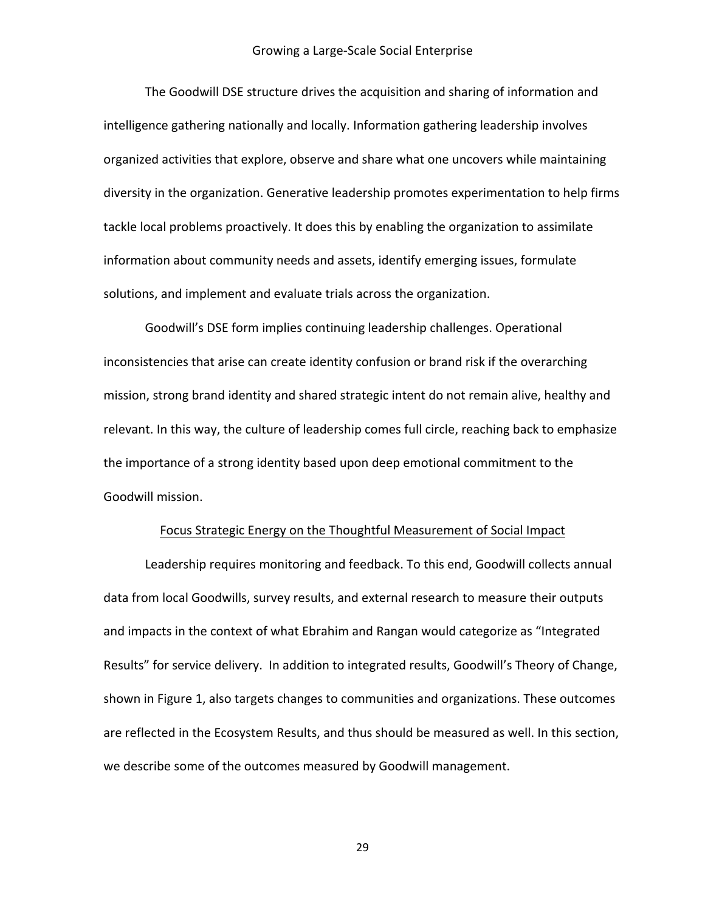The Goodwill DSE structure drives the acquisition and sharing of information and intelligence gathering nationally and locally. Information gathering leadership involves organized activities that explore, observe and share what one uncovers while maintaining diversity in the organization. Generative leadership promotes experimentation to help firms tackle local problems proactively. It does this by enabling the organization to assimilate information about community needs and assets, identify emerging issues, formulate solutions, and implement and evaluate trials across the organization.

Goodwill's DSE form implies continuing leadership challenges. Operational inconsistencies that arise can create identity confusion or brand risk if the overarching mission, strong brand identity and shared strategic intent do not remain alive, healthy and relevant. In this way, the culture of leadership comes full circle, reaching back to emphasize the importance of a strong identity based upon deep emotional commitment to the Goodwill mission.

### Focus Strategic Energy on the Thoughtful Measurement of Social Impact

Leadership requires monitoring and feedback. To this end, Goodwill collects annual data from local Goodwills, survey results, and external research to measure their outputs and impacts in the context of what Ebrahim and Rangan would categorize as "Integrated Results" for service delivery. In addition to integrated results, Goodwill's Theory of Change, shown in Figure 1, also targets changes to communities and organizations. These outcomes are reflected in the Ecosystem Results, and thus should be measured as well. In this section, we describe some of the outcomes measured by Goodwill management.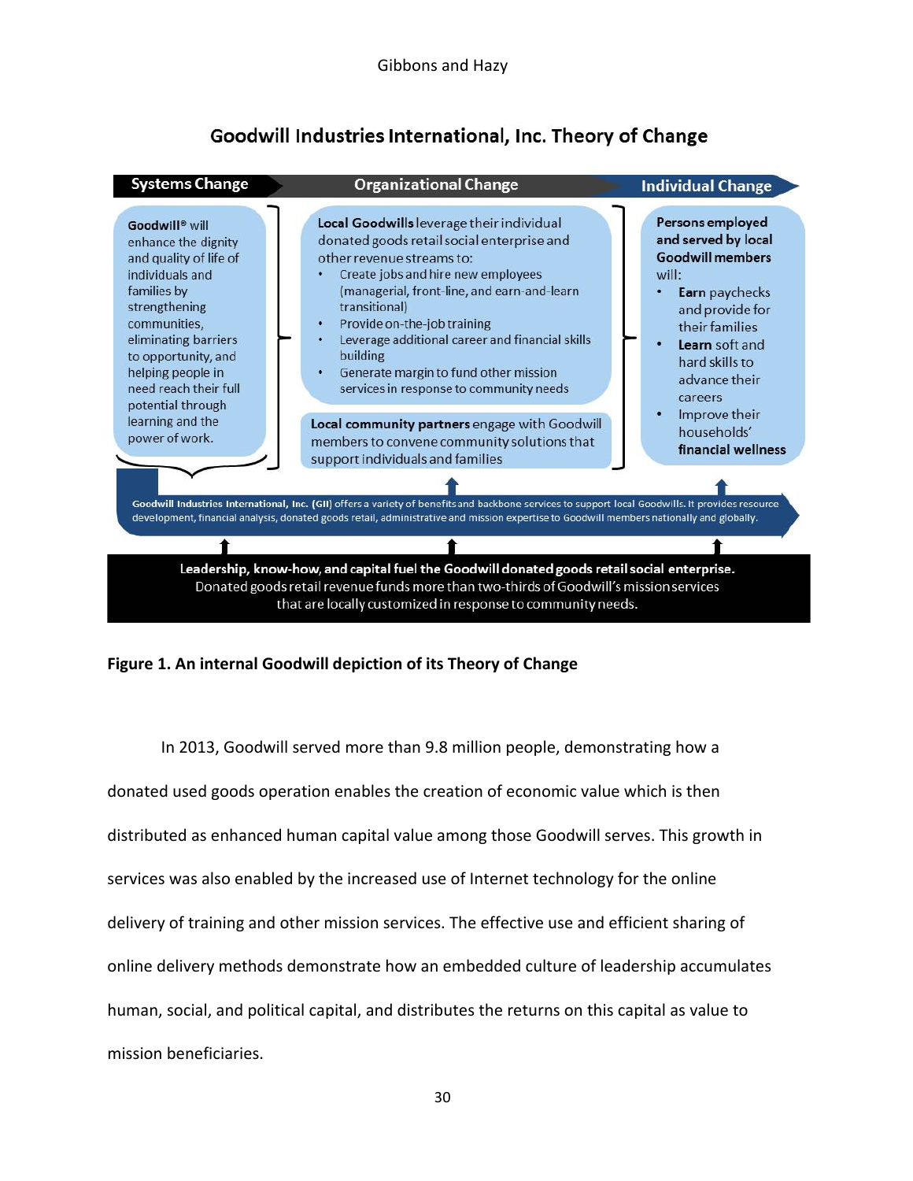## Goodwill Industries International, Inc. Theory of Change

**Systems Change** | **Organizational Change** | **Individual Change**

**Goodwill**® will enhance the dignity and quality of life of individuals and families by strengthening communities, eliminating barriers to opportunity, and helping people in need reach their full potential through learning and the power of work.

**Local Goodwills** leverage their individual donated goods retail social enterprise and other revenue streams to:

- Create jobs and hire new employees (managerial, front-line, and earn-and-learn transitional)
- Provide on-the-job training
- Leverage additional career and financial skills building
- Generate margin to fund other mission services in response to community needs

**Local community partners** engage with Goodwill members to convene community solutions that support individuals and families

**Persons employed and served by local Goodwill members** will:

- **Earn** paychecks and provide for their families
- **Learn** soft and hard skills to advance their careers
- Improve their households' **financial wellness**

**Goodwill Industries International, Inc. (GII)** offers a variety of benefits and backbone services to support local Goodwills. It provides resource development, financial analysis, donated goods retail, administrative and mission expertise to Goodwill members nationally and globally.

**Leadership, know-how, and capital fuel the Goodwill donated goods retail social enterprise.**
Donated goods retail revenue funds more than two-thirds of Goodwill's mission services that are locally customized in response to community needs.

**Figure 1. An internal Goodwill depiction of its Theory of Change**

In 2013, Goodwill served more than 9.8 million people, demonstrating how a donated used goods operation enables the creation of economic value which is then distributed as enhanced human capital value among those Goodwill serves. This growth in services was also enabled by the increased use of Internet technology for the online delivery of training and other mission services. The effective use and efficient sharing of online delivery methods demonstrate how an embedded culture of leadership accumulates human, social, and political capital, and distributes the returns on this capital as value to mission beneficiaries.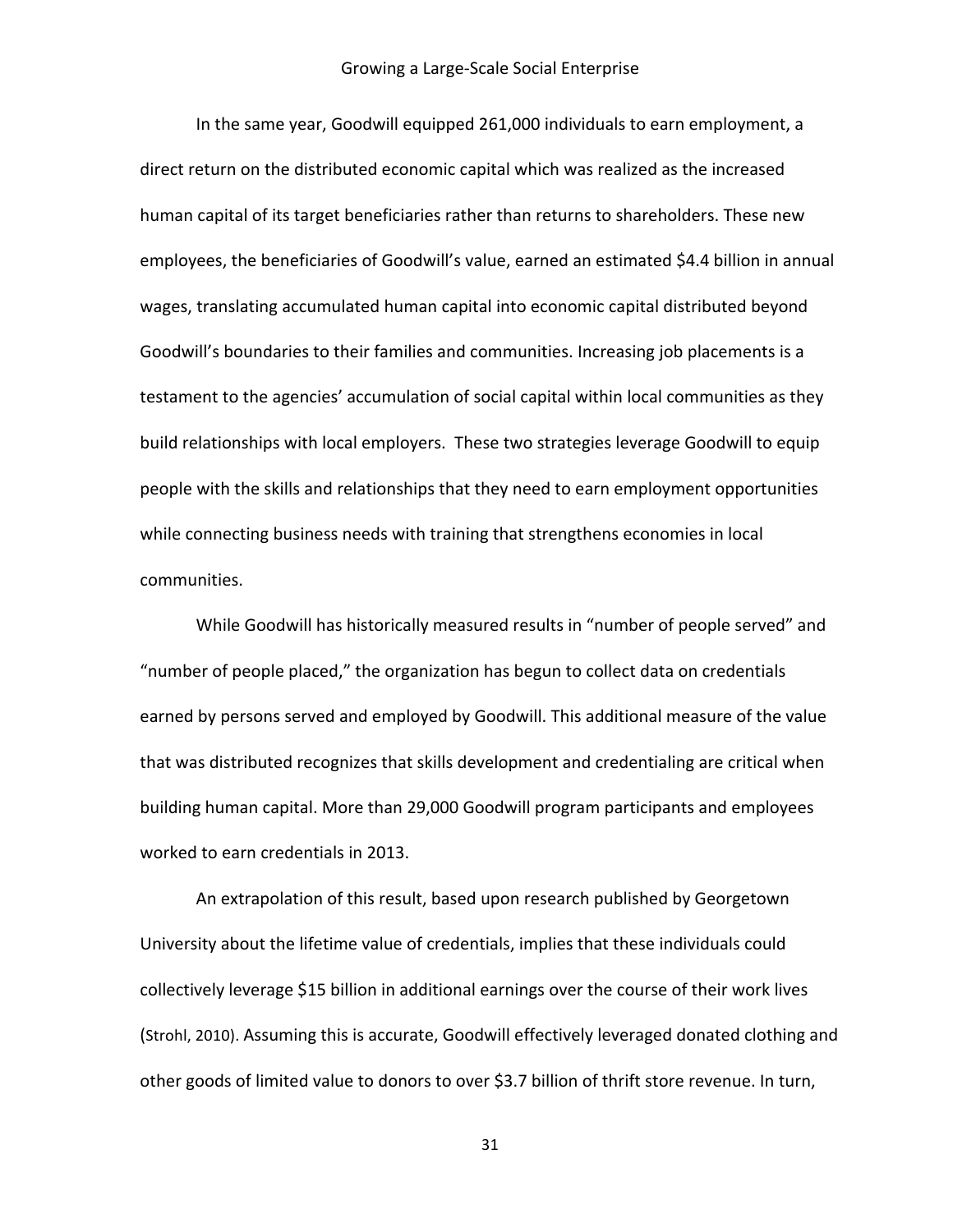In the same year, Goodwill equipped 261,000 individuals to earn employment, a direct return on the distributed economic capital which was realized as the increased human capital of its target beneficiaries rather than returns to shareholders. These new employees, the beneficiaries of Goodwill's value, earned an estimated $4.4 billion in annual wages, translating accumulated human capital into economic capital distributed beyond Goodwill's boundaries to their families and communities. Increasing job placements is a testament to the agencies' accumulation of social capital within local communities as they build relationships with local employers. These two strategies leverage Goodwill to equip people with the skills and relationships that they need to earn employment opportunities while connecting business needs with training that strengthens economies in local communities.

While Goodwill has historically measured results in "number of people served" and "number of people placed," the organization has begun to collect data on credentials earned by persons served and employed by Goodwill. This additional measure of the value that was distributed recognizes that skills development and credentialing are critical when building human capital. More than 29,000 Goodwill program participants and employees worked to earn credentials in 2013.

An extrapolation of this result, based upon research published by Georgetown University about the lifetime value of credentials, implies that these individuals could collectively leverage $15 billion in additional earnings over the course of their work lives (Strohl, 2010). Assuming this is accurate, Goodwill effectively leveraged donated clothing and other goods of limited value to donors to over $3.7 billion of thrift store revenue. In turn,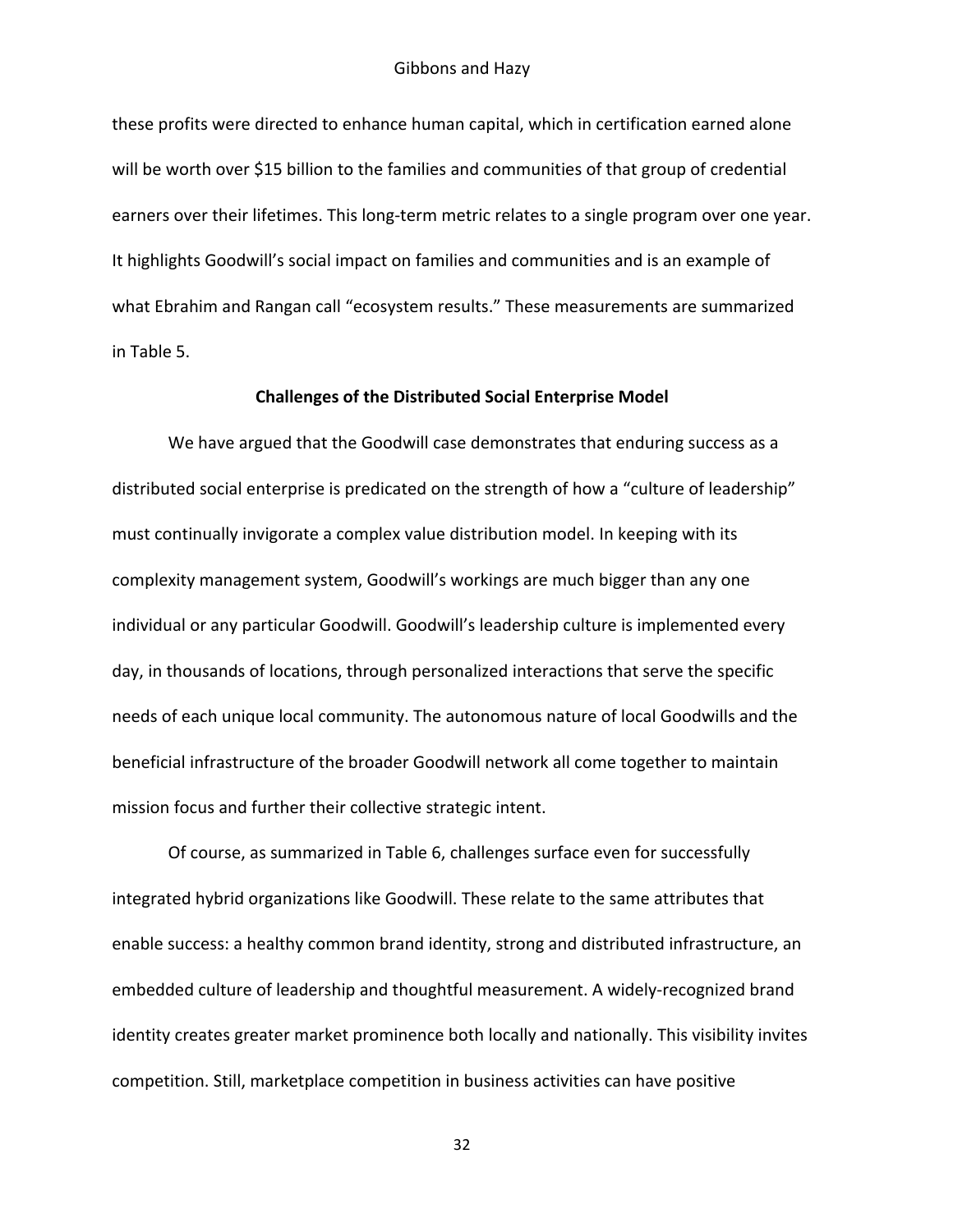these profits were directed to enhance human capital, which in certification earned alone will be worth over $15 billion to the families and communities of that group of credential earners over their lifetimes. This long-term metric relates to a single program over one year. It highlights Goodwill's social impact on families and communities and is an example of what Ebrahim and Rangan call "ecosystem results." These measurements are summarized in Table 5.

## Challenges of the Distributed Social Enterprise Model

We have argued that the Goodwill case demonstrates that enduring success as a distributed social enterprise is predicated on the strength of how a "culture of leadership" must continually invigorate a complex value distribution model. In keeping with its complexity management system, Goodwill's workings are much bigger than any one individual or any particular Goodwill. Goodwill's leadership culture is implemented every day, in thousands of locations, through personalized interactions that serve the specific needs of each unique local community. The autonomous nature of local Goodwills and the beneficial infrastructure of the broader Goodwill network all come together to maintain mission focus and further their collective strategic intent.

Of course, as summarized in Table 6, challenges surface even for successfully integrated hybrid organizations like Goodwill. These relate to the same attributes that enable success: a healthy common brand identity, strong and distributed infrastructure, an embedded culture of leadership and thoughtful measurement. A widely-recognized brand identity creates greater market prominence both locally and nationally. This visibility invites competition. Still, marketplace competition in business activities can have positive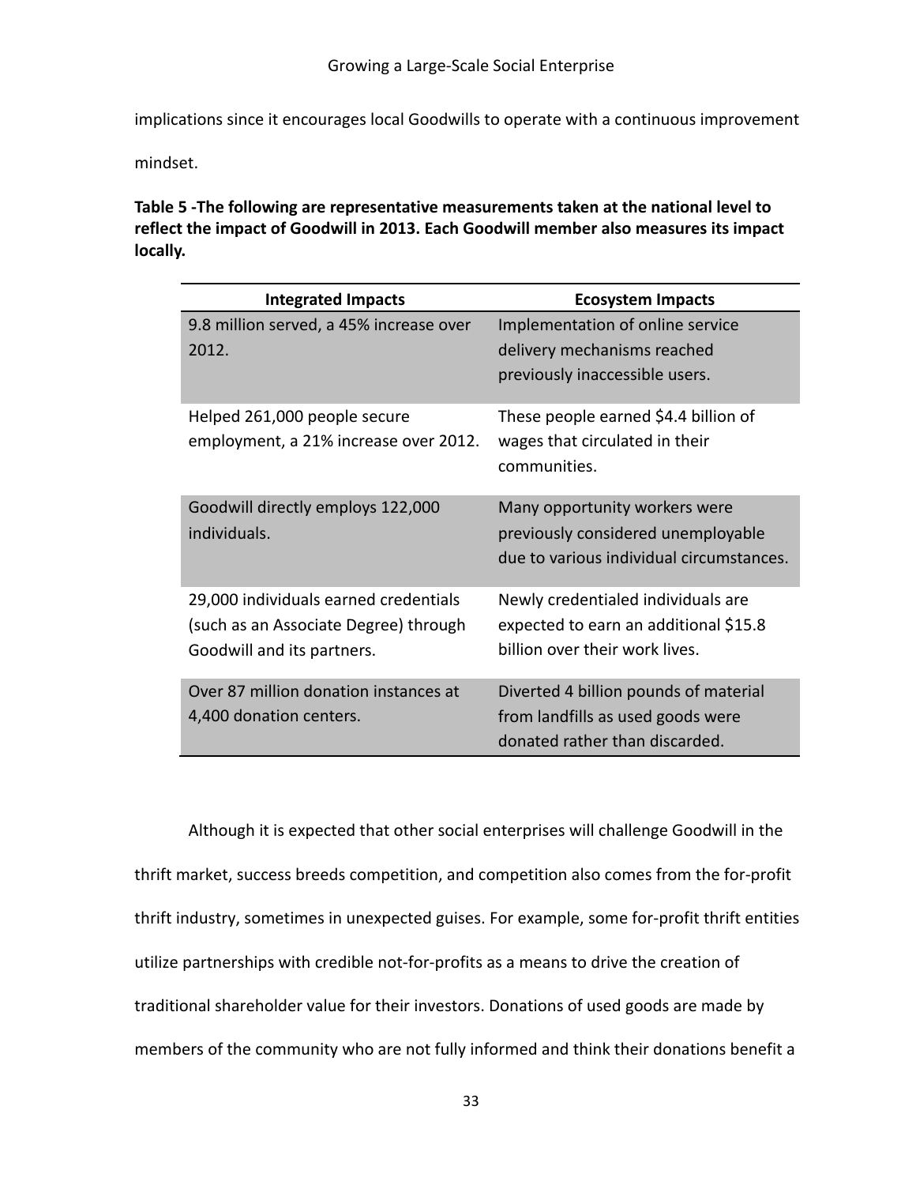implications since it encourages local Goodwills to operate with a continuous improvement mindset.

**Table 5 -The following are representative measurements taken at the national level to reflect the impact of Goodwill in 2013. Each Goodwill member also measures its impact locally.**

| Integrated Impacts | Ecosystem Impacts |
|---|---|
| 9.8 million served, a 45% increase over 2012. | Implementation of online service delivery mechanisms reached previously inaccessible users. |
| Helped 261,000 people secure employment, a 21% increase over 2012. | These people earned $4.4 billion of wages that circulated in their communities. |
| Goodwill directly employs 122,000 individuals. | Many opportunity workers were previously considered unemployable due to various individual circumstances. |
| 29,000 individuals earned credentials (such as an Associate Degree) through Goodwill and its partners. | Newly credentialed individuals are expected to earn an additional $15.8 billion over their work lives. |
| Over 87 million donation instances at 4,400 donation centers. | Diverted 4 billion pounds of material from landfills as used goods were donated rather than discarded. |

Although it is expected that other social enterprises will challenge Goodwill in the thrift market, success breeds competition, and competition also comes from the for-profit thrift industry, sometimes in unexpected guises. For example, some for-profit thrift entities utilize partnerships with credible not-for-profits as a means to drive the creation of traditional shareholder value for their investors. Donations of used goods are made by members of the community who are not fully informed and think their donations benefit a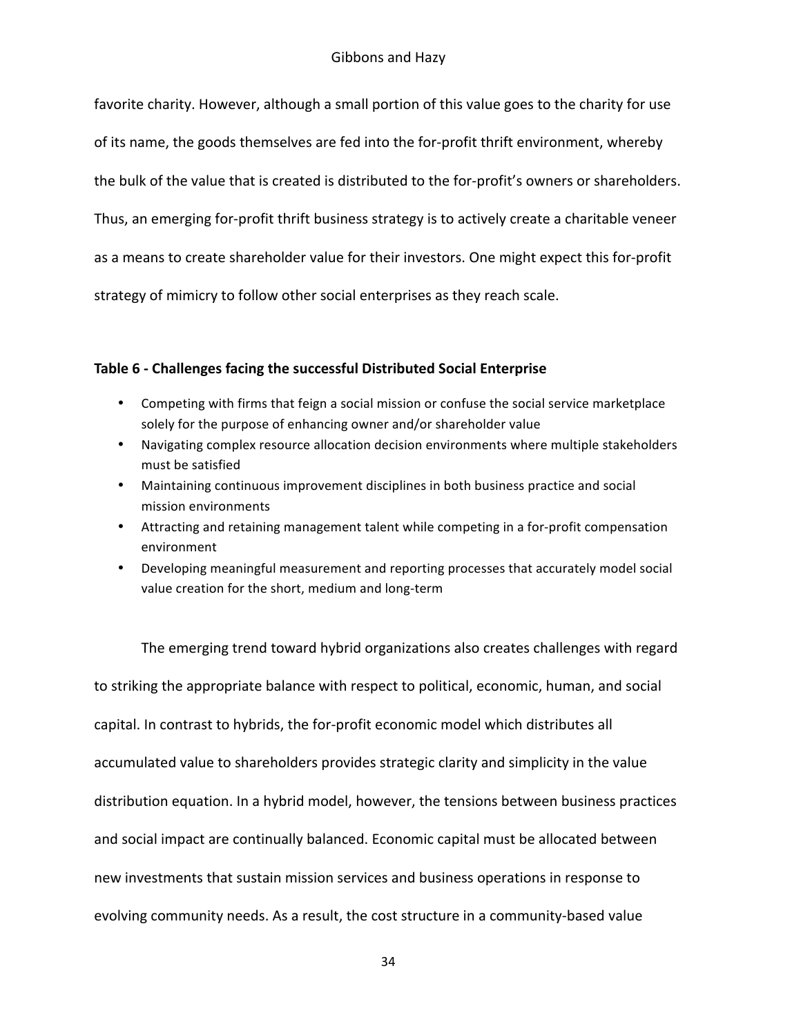favorite charity. However, although a small portion of this value goes to the charity for use of its name, the goods themselves are fed into the for-profit thrift environment, whereby the bulk of the value that is created is distributed to the for-profit's owners or shareholders. Thus, an emerging for-profit thrift business strategy is to actively create a charitable veneer as a means to create shareholder value for their investors. One might expect this for-profit strategy of mimicry to follow other social enterprises as they reach scale.

**Table 6 - Challenges facing the successful Distributed Social Enterprise**

- Competing with firms that feign a social mission or confuse the social service marketplace solely for the purpose of enhancing owner and/or shareholder value
- Navigating complex resource allocation decision environments where multiple stakeholders must be satisfied
- Maintaining continuous improvement disciplines in both business practice and social mission environments
- Attracting and retaining management talent while competing in a for-profit compensation environment
- Developing meaningful measurement and reporting processes that accurately model social value creation for the short, medium and long-term

The emerging trend toward hybrid organizations also creates challenges with regard to striking the appropriate balance with respect to political, economic, human, and social capital. In contrast to hybrids, the for-profit economic model which distributes all accumulated value to shareholders provides strategic clarity and simplicity in the value distribution equation. In a hybrid model, however, the tensions between business practices and social impact are continually balanced. Economic capital must be allocated between new investments that sustain mission services and business operations in response to evolving community needs. As a result, the cost structure in a community-based value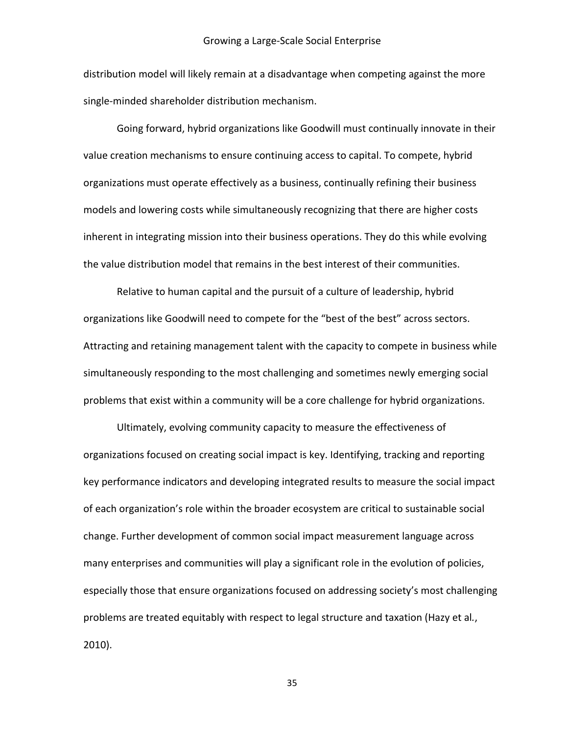distribution model will likely remain at a disadvantage when competing against the more single-minded shareholder distribution mechanism.

Going forward, hybrid organizations like Goodwill must continually innovate in their value creation mechanisms to ensure continuing access to capital. To compete, hybrid organizations must operate effectively as a business, continually refining their business models and lowering costs while simultaneously recognizing that there are higher costs inherent in integrating mission into their business operations. They do this while evolving the value distribution model that remains in the best interest of their communities.

Relative to human capital and the pursuit of a culture of leadership, hybrid organizations like Goodwill need to compete for the "best of the best" across sectors. Attracting and retaining management talent with the capacity to compete in business while simultaneously responding to the most challenging and sometimes newly emerging social problems that exist within a community will be a core challenge for hybrid organizations.

Ultimately, evolving community capacity to measure the effectiveness of organizations focused on creating social impact is key. Identifying, tracking and reporting key performance indicators and developing integrated results to measure the social impact of each organization's role within the broader ecosystem are critical to sustainable social change. Further development of common social impact measurement language across many enterprises and communities will play a significant role in the evolution of policies, especially those that ensure organizations focused on addressing society's most challenging problems are treated equitably with respect to legal structure and taxation (Hazy et al., 2010).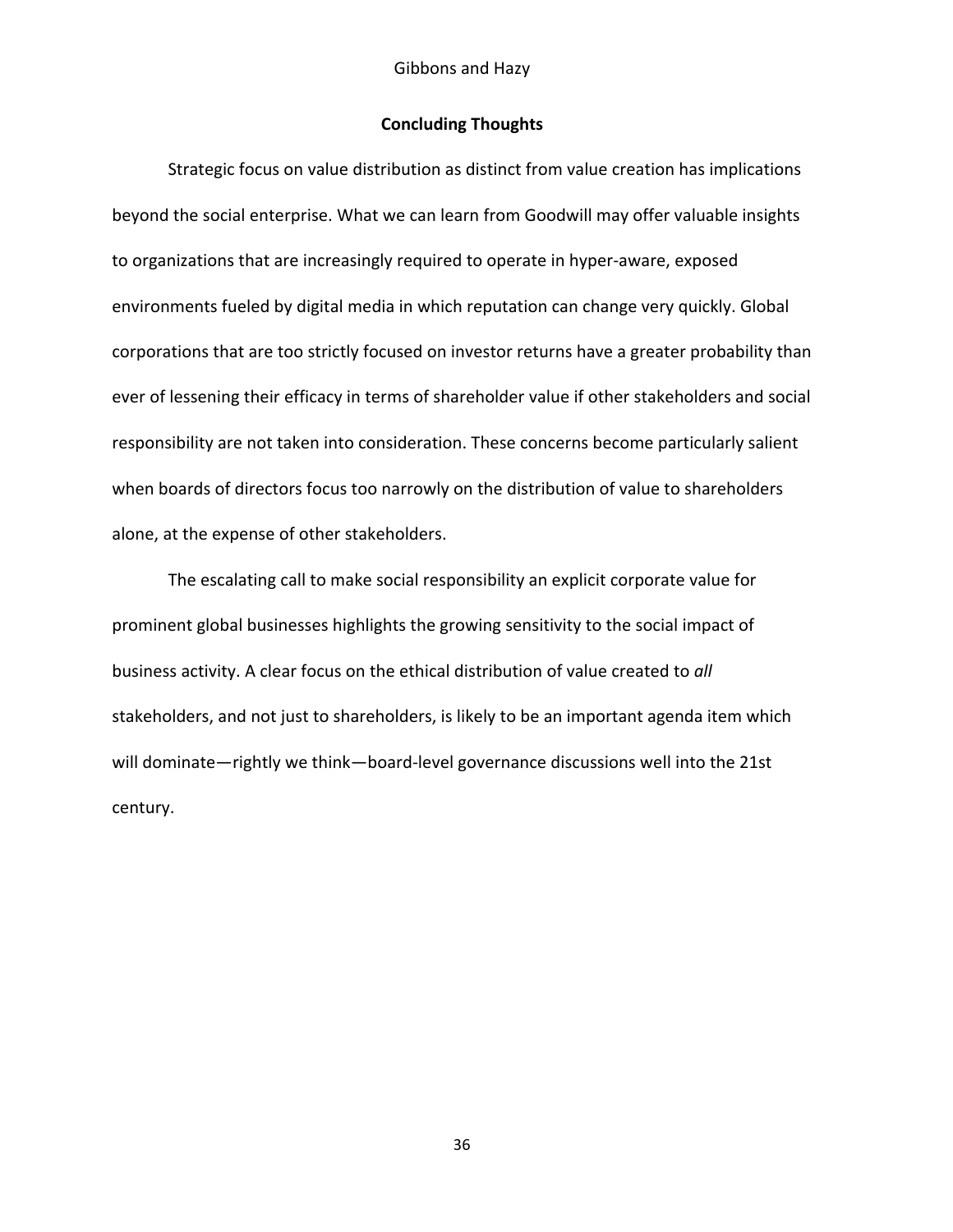## Concluding Thoughts

Strategic focus on value distribution as distinct from value creation has implications beyond the social enterprise. What we can learn from Goodwill may offer valuable insights to organizations that are increasingly required to operate in hyper-aware, exposed environments fueled by digital media in which reputation can change very quickly. Global corporations that are too strictly focused on investor returns have a greater probability than ever of lessening their efficacy in terms of shareholder value if other stakeholders and social responsibility are not taken into consideration. These concerns become particularly salient when boards of directors focus too narrowly on the distribution of value to shareholders alone, at the expense of other stakeholders.

The escalating call to make social responsibility an explicit corporate value for prominent global businesses highlights the growing sensitivity to the social impact of business activity. A clear focus on the ethical distribution of value created to *all* stakeholders, and not just to shareholders, is likely to be an important agenda item which will dominate—rightly we think—board-level governance discussions well into the 21st century.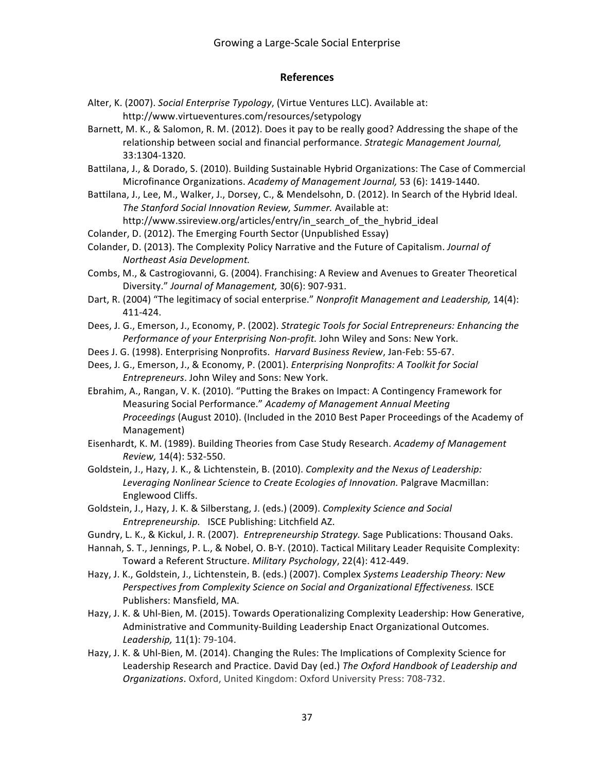## References

Alter, K. (2007). *Social Enterprise Typology*, (Virtue Ventures LLC). Available at: http://www.virtueventures.com/resources/setypology

Barnett, M. K., & Salomon, R. M. (2012). Does it pay to be really good? Addressing the shape of the relationship between social and financial performance. *Strategic Management Journal,* 33:1304-1320.

Battilana, J., & Dorado, S. (2010). Building Sustainable Hybrid Organizations: The Case of Commercial Microfinance Organizations. *Academy of Management Journal,* 53 (6): 1419-1440.

Battilana, J., Lee, M., Walker, J., Dorsey, C., & Mendelsohn, D. (2012). In Search of the Hybrid Ideal. *The Stanford Social Innovation Review, Summer.* Available at: http://www.ssireview.org/articles/entry/in_search_of_the_hybrid_ideal

Colander, D. (2012). The Emerging Fourth Sector (Unpublished Essay)

Colander, D. (2013). The Complexity Policy Narrative and the Future of Capitalism. *Journal of Northeast Asia Development.*

Combs, M., & Castrogiovanni, G. (2004). Franchising: A Review and Avenues to Greater Theoretical Diversity." *Journal of Management,* 30(6): 907-931.

Dart, R. (2004) "The legitimacy of social enterprise." *Nonprofit Management and Leadership,* 14(4): 411-424.

Dees, J. G., Emerson, J., Economy, P. (2002). *Strategic Tools for Social Entrepreneurs: Enhancing the Performance of your Enterprising Non-profit.* John Wiley and Sons: New York.

Dees J. G. (1998). Enterprising Nonprofits. *Harvard Business Review*, Jan-Feb: 55-67.

Dees, J. G., Emerson, J., & Economy, P. (2001). *Enterprising Nonprofits: A Toolkit for Social Entrepreneurs*. John Wiley and Sons: New York.

Ebrahim, A., Rangan, V. K. (2010). "Putting the Brakes on Impact: A Contingency Framework for Measuring Social Performance." *Academy of Management Annual Meeting Proceedings* (August 2010). (Included in the 2010 Best Paper Proceedings of the Academy of Management)

Eisenhardt, K. M. (1989). Building Theories from Case Study Research. *Academy of Management Review,* 14(4): 532-550.

Goldstein, J., Hazy, J. K., & Lichtenstein, B. (2010). *Complexity and the Nexus of Leadership: Leveraging Nonlinear Science to Create Ecologies of Innovation.* Palgrave Macmillan: Englewood Cliffs.

Goldstein, J., Hazy, J. K. & Silberstang, J. (eds.) (2009). *Complexity Science and Social Entrepreneurship.* ISCE Publishing: Litchfield AZ.

Gundry, L. K., & Kickul, J. R. (2007). *Entrepreneurship Strategy.* Sage Publications: Thousand Oaks.

Hannah, S. T., Jennings, P. L., & Nobel, O. B-Y. (2010). Tactical Military Leader Requisite Complexity: Toward a Referent Structure. *Military Psychology*, 22(4): 412-449.

Hazy, J. K., Goldstein, J., Lichtenstein, B. (eds.) (2007). Complex *Systems Leadership Theory: New Perspectives from Complexity Science on Social and Organizational Effectiveness.* ISCE Publishers: Mansfield, MA.

Hazy, J. K. & Uhl-Bien, M. (2015). Towards Operationalizing Complexity Leadership: How Generative, Administrative and Community-Building Leadership Enact Organizational Outcomes. *Leadership,* 11(1): 79-104.

Hazy, J. K. & Uhl-Bien, M. (2014). Changing the Rules: The Implications of Complexity Science for Leadership Research and Practice. David Day (ed.) *The Oxford Handbook of Leadership and Organizations*. Oxford, United Kingdom: Oxford University Press: 708-732.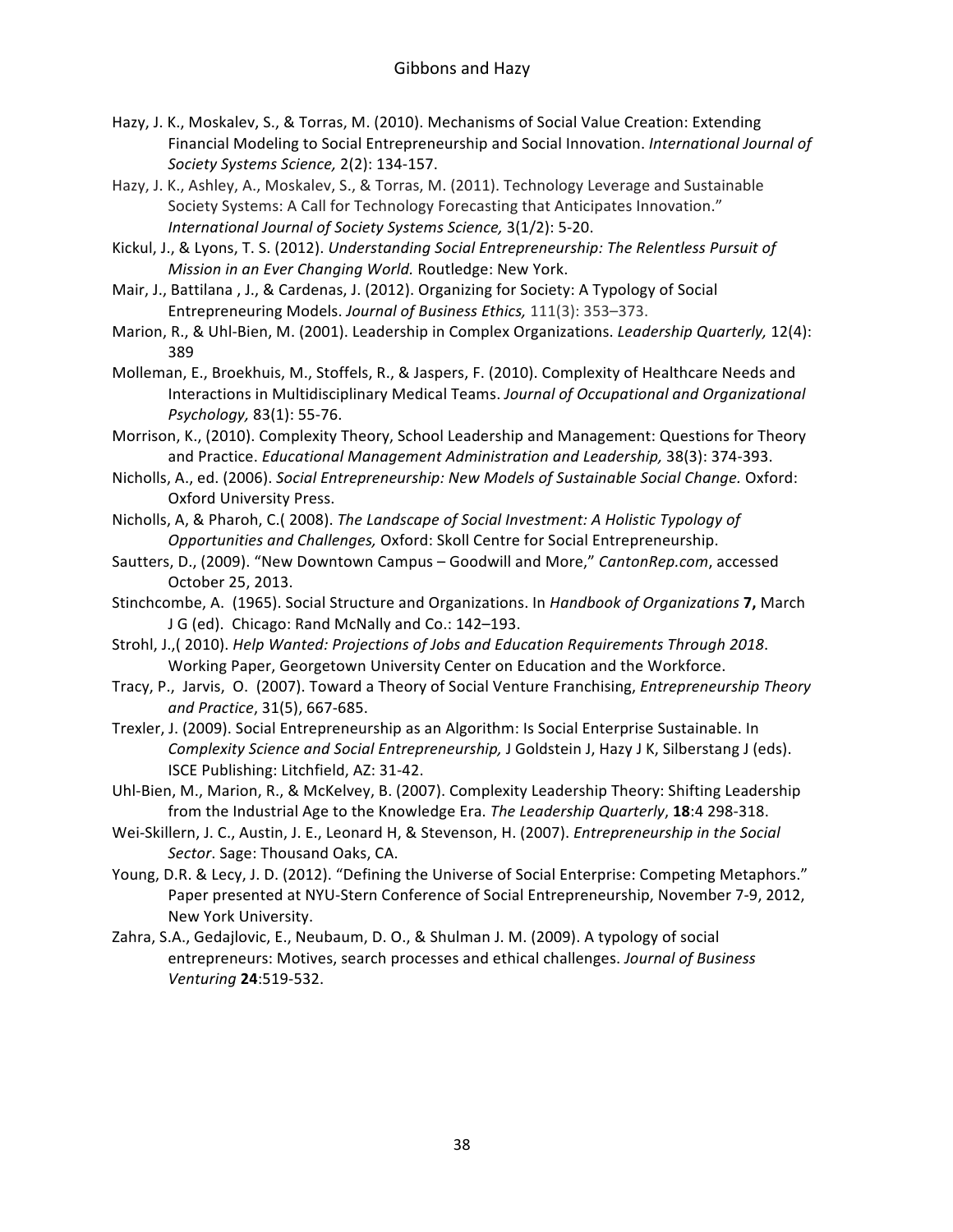Hazy, J. K., Moskalev, S., & Torras, M. (2010). Mechanisms of Social Value Creation: Extending Financial Modeling to Social Entrepreneurship and Social Innovation. *International Journal of Society Systems Science,* 2(2): 134-157.

Hazy, J. K., Ashley, A., Moskalev, S., & Torras, M. (2011). Technology Leverage and Sustainable Society Systems: A Call for Technology Forecasting that Anticipates Innovation." *International Journal of Society Systems Science,* 3(1/2): 5-20.

Kickul, J., & Lyons, T. S. (2012). *Understanding Social Entrepreneurship: The Relentless Pursuit of Mission in an Ever Changing World.* Routledge: New York.

Mair, J., Battilana , J., & Cardenas, J. (2012). Organizing for Society: A Typology of Social Entrepreneuring Models. *Journal of Business Ethics,* 111(3): 353–373.

Marion, R., & Uhl-Bien, M. (2001). Leadership in Complex Organizations. *Leadership Quarterly,* 12(4): 389

Molleman, E., Broekhuis, M., Stoffels, R., & Jaspers, F. (2010). Complexity of Healthcare Needs and Interactions in Multidisciplinary Medical Teams. *Journal of Occupational and Organizational Psychology,* 83(1): 55-76.

Morrison, K., (2010). Complexity Theory, School Leadership and Management: Questions for Theory and Practice. *Educational Management Administration and Leadership,* 38(3): 374-393.

Nicholls, A., ed. (2006). *Social Entrepreneurship: New Models of Sustainable Social Change.* Oxford: Oxford University Press.

Nicholls, A, & Pharoh, C.( 2008). *The Landscape of Social Investment: A Holistic Typology of Opportunities and Challenges,* Oxford: Skoll Centre for Social Entrepreneurship.

Sautters, D., (2009). "New Downtown Campus – Goodwill and More," *CantonRep.com*, accessed October 25, 2013.

Stinchcombe, A. (1965). Social Structure and Organizations. In *Handbook of Organizations* **7,** March J G (ed). Chicago: Rand McNally and Co.: 142–193.

Strohl, J.,( 2010). *Help Wanted: Projections of Jobs and Education Requirements Through 2018*. Working Paper, Georgetown University Center on Education and the Workforce.

Tracy, P., Jarvis, O. (2007). Toward a Theory of Social Venture Franchising, *Entrepreneurship Theory and Practice*, 31(5), 667-685.

Trexler, J. (2009). Social Entrepreneurship as an Algorithm: Is Social Enterprise Sustainable. In *Complexity Science and Social Entrepreneurship,* J Goldstein J, Hazy J K, Silberstang J (eds). ISCE Publishing: Litchfield, AZ: 31-42.

Uhl-Bien, M., Marion, R., & McKelvey, B. (2007). Complexity Leadership Theory: Shifting Leadership from the Industrial Age to the Knowledge Era. *The Leadership Quarterly*, **18**:4 298-318.

Wei-Skillern, J. C., Austin, J. E., Leonard H, & Stevenson, H. (2007). *Entrepreneurship in the Social Sector*. Sage: Thousand Oaks, CA.

Young, D.R. & Lecy, J. D. (2012). "Defining the Universe of Social Enterprise: Competing Metaphors." Paper presented at NYU-Stern Conference of Social Entrepreneurship, November 7-9, 2012, New York University.

Zahra, S.A., Gedajlovic, E., Neubaum, D. O., & Shulman J. M. (2009). A typology of social entrepreneurs: Motives, search processes and ethical challenges. *Journal of Business Venturing* **24**:519-532.